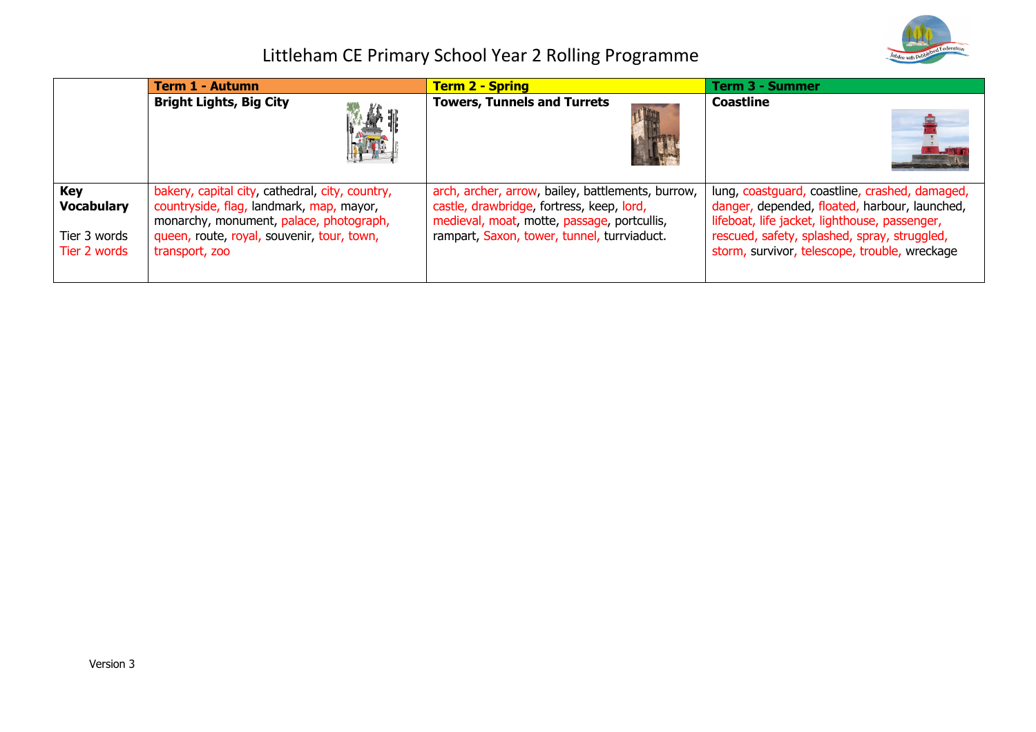# Littleham CE Primary School Year 2 Rolling Programme

| | Term 1 - Autumn | Term 2 - Spring | Term 3 - Summer |
|---|---|---|---|
| | **Bright Lights, Big City** | **Towers, Tunnels and Turrets** | **Coastline** |
| **Key Vocabulary**<br><br>Tier 3 words<br>Tier 2 words | bakery, capital city, cathedral, city, country, countryside, flag, landmark, map, mayor, monarchy, monument, palace, photograph, queen, route, royal, souvenir, tour, town, transport, zoo | arch, archer, arrow, bailey, battlements, burrow, castle, drawbridge, fortress, keep, lord, medieval, moat, motte, passage, portcullis, rampart, Saxon, tower, tunnel, turrviaduct. | lung, coastguard, coastline, crashed, damaged, danger, depended, floated, harbour, launched, lifeboat, life jacket, lighthouse, passenger, rescued, safety, splashed, spray, struggled, storm, survivor, telescope, trouble, wreckage |

Version 3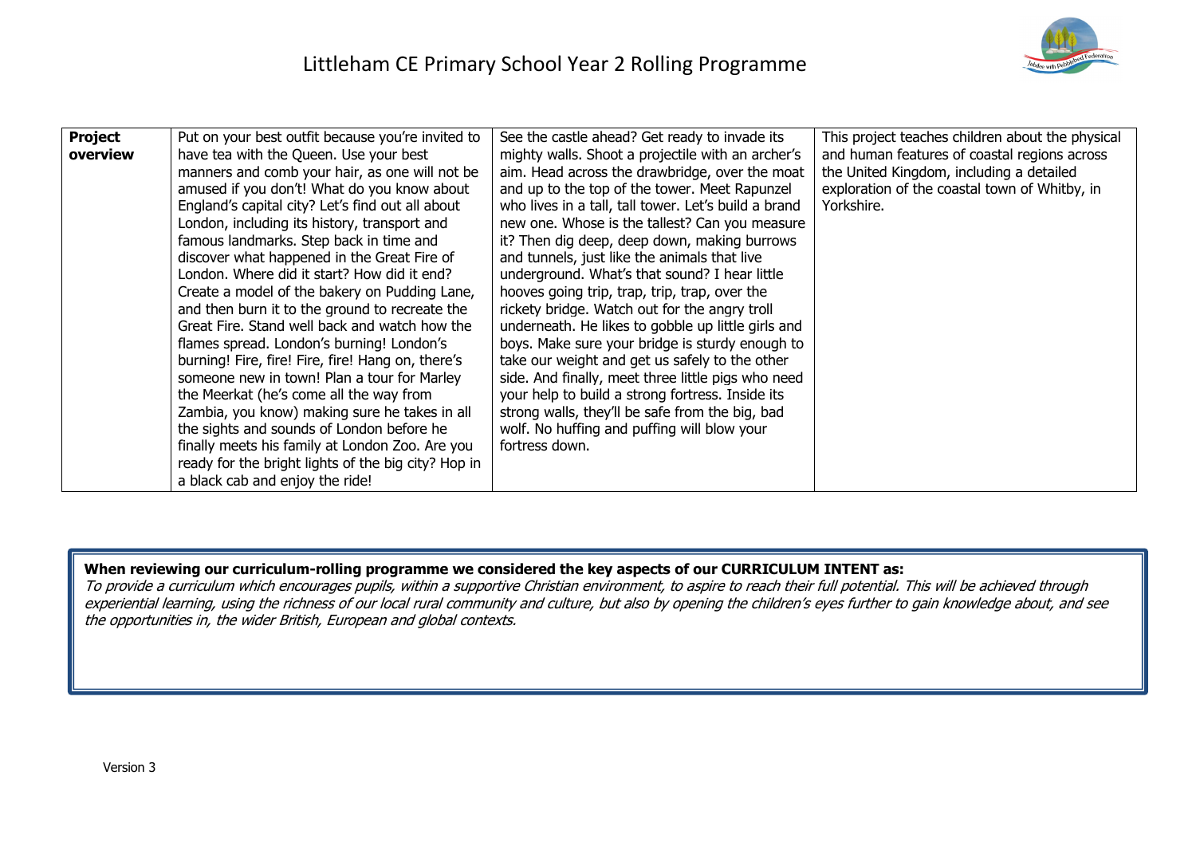| **Project overview** | Put on your best outfit because you're invited to have tea with the Queen. Use your best manners and comb your hair, as one will not be amused if you don't! What do you know about England's capital city? Let's find out all about London, including its history, transport and famous landmarks. Step back in time and discover what happened in the Great Fire of London. Where did it start? How did it end? Create a model of the bakery on Pudding Lane, and then burn it to the ground to recreate the Great Fire. Stand well back and watch how the flames spread. London's burning! London's burning! Fire, fire! Fire, fire! Hang on, there's someone new in town! Plan a tour for Marley the Meerkat (he's come all the way from Zambia, you know) making sure he takes in all the sights and sounds of London before he finally meets his family at London Zoo. Are you ready for the bright lights of the big city? Hop in a black cab and enjoy the ride! | See the castle ahead? Get ready to invade its mighty walls. Shoot a projectile with an archer's aim. Head across the drawbridge, over the moat and up to the top of the tower. Meet Rapunzel who lives in a tall, tall tower. Let's build a brand new one. Whose is the tallest? Can you measure it? Then dig deep, deep down, making burrows and tunnels, just like the animals that live underground. What's that sound? I hear little hooves going trip, trap, trip, trap, over the rickety bridge. Watch out for the angry troll underneath. He likes to gobble up little girls and boys. Make sure your bridge is sturdy enough to take our weight and get us safely to the other side. And finally, meet three little pigs who need your help to build a strong fortress. Inside its strong walls, they'll be safe from the big, bad wolf. No huffing and puffing will blow your fortress down. | This project teaches children about the physical and human features of coastal regions across the United Kingdom, including a detailed exploration of the coastal town of Whitby, in Yorkshire. |
|---|---|---|---|

**When reviewing our curriculum-rolling programme we considered the key aspects of our CURRICULUM INTENT as:**
*To provide a curriculum which encourages pupils, within a supportive Christian environment, to aspire to reach their full potential. This will be achieved through experiential learning, using the richness of our local rural community and culture, but also by opening the children's eyes further to gain knowledge about, and see the opportunities in, the wider British, European and global contexts.*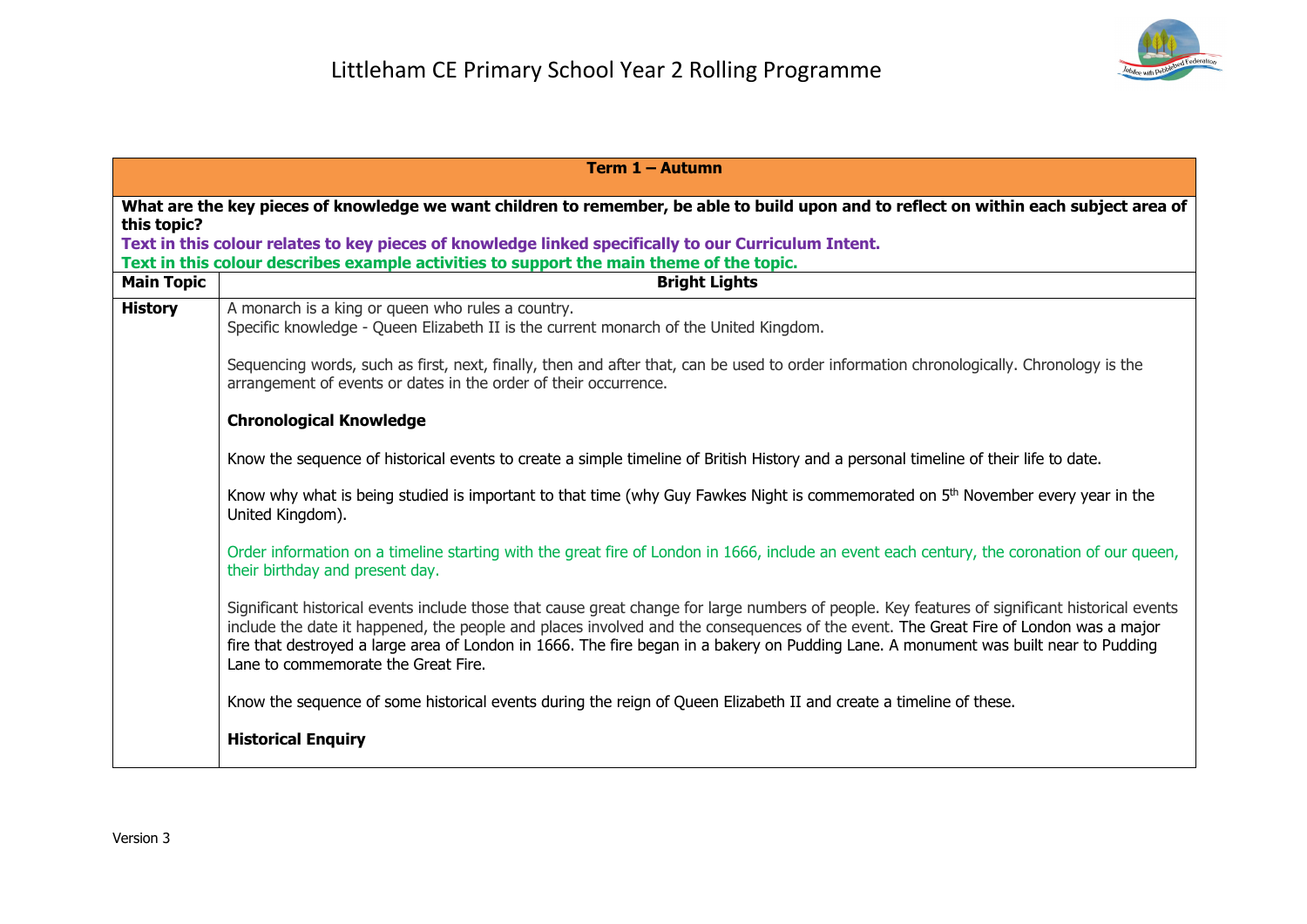# Littleham CE Primary School Year 2 Rolling Programme

| Term 1 – Autumn | |
|---|---|
| **What are the key pieces of knowledge we want children to remember, be able to build upon and to reflect on within each subject area of this topic?**<br>**Text in this colour relates to key pieces of knowledge linked specifically to our Curriculum Intent.**<br>**Text in this colour describes example activities to support the main theme of the topic.** | |
| **Main Topic** | **Bright Lights** |
| **History** | A monarch is a king or queen who rules a country.<br>Specific knowledge - Queen Elizabeth II is the current monarch of the United Kingdom.<br><br>Sequencing words, such as first, next, finally, then and after that, can be used to order information chronologically. Chronology is the arrangement of events or dates in the order of their occurrence.<br><br>**Chronological Knowledge**<br><br>Know the sequence of historical events to create a simple timeline of British History and a personal timeline of their life to date.<br><br>Know why what is being studied is important to that time (why Guy Fawkes Night is commemorated on 5th November every year in the United Kingdom).<br><br>Order information on a timeline starting with the great fire of London in 1666, include an event each century, the coronation of our queen, their birthday and present day.<br><br>Significant historical events include those that cause great change for large numbers of people. Key features of significant historical events include the date it happened, the people and places involved and the consequences of the event. The Great Fire of London was a major fire that destroyed a large area of London in 1666. The fire began in a bakery on Pudding Lane. A monument was built near to Pudding Lane to commemorate the Great Fire.<br><br>Know the sequence of some historical events during the reign of Queen Elizabeth II and create a timeline of these.<br><br>**Historical Enquiry** |

Version 3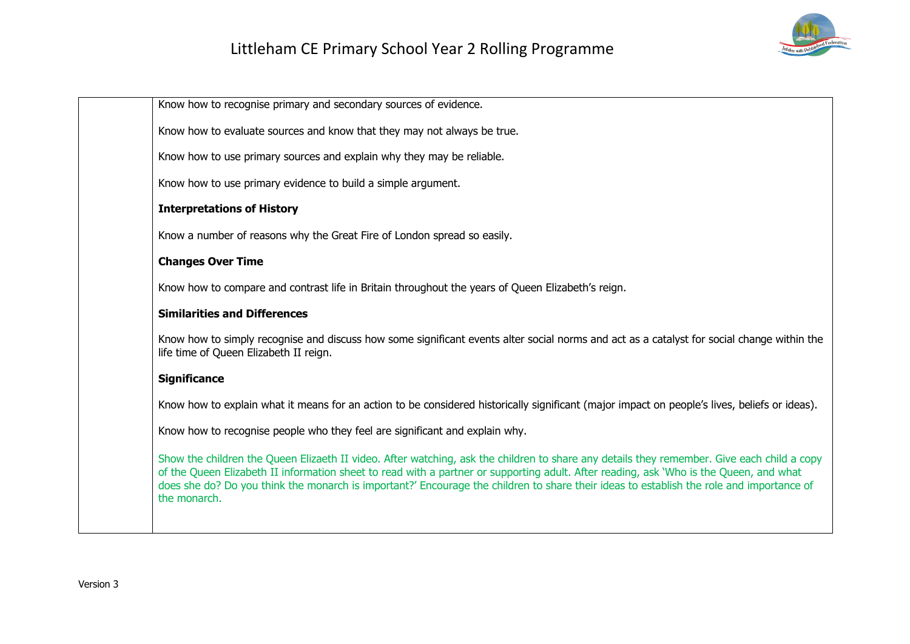| | |
|---|---|
| | Know how to recognise primary and secondary sources of evidence.<br><br>Know how to evaluate sources and know that they may not always be true.<br><br>Know how to use primary sources and explain why they may be reliable.<br><br>Know how to use primary evidence to build a simple argument.<br><br>**Interpretations of History**<br><br>Know a number of reasons why the Great Fire of London spread so easily.<br><br>**Changes Over Time**<br><br>Know how to compare and contrast life in Britain throughout the years of Queen Elizabeth's reign.<br><br>**Similarities and Differences**<br><br>Know how to simply recognise and discuss how some significant events alter social norms and act as a catalyst for social change within the life time of Queen Elizabeth II reign.<br><br>**Significance**<br><br>Know how to explain what it means for an action to be considered historically significant (major impact on people's lives, beliefs or ideas).<br><br>Know how to recognise people who they feel are significant and explain why.<br><br>Show the children the Queen Elizaeth II video. After watching, ask the children to share any details they remember. Give each child a copy of the Queen Elizabeth II information sheet to read with a partner or supporting adult. After reading, ask 'Who is the Queen, and what does she do? Do you think the monarch is important?' Encourage the children to share their ideas to establish the role and importance of the monarch. |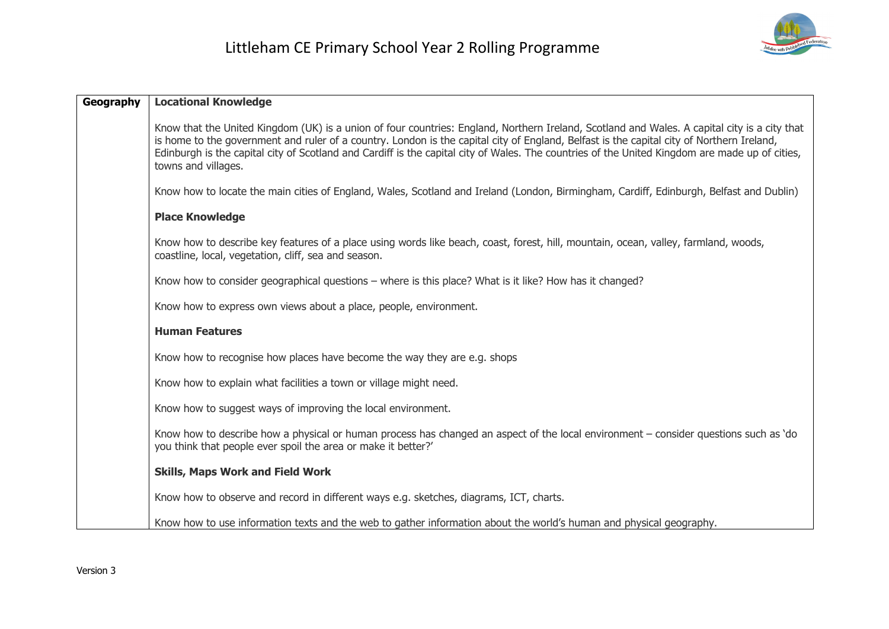# Littleham CE Primary School Year 2 Rolling Programme

| Geography | **Locational Knowledge**<br><br>Know that the United Kingdom (UK) is a union of four countries: England, Northern Ireland, Scotland and Wales. A capital city is a city that is home to the government and ruler of a country. London is the capital city of England, Belfast is the capital city of Northern Ireland, Edinburgh is the capital city of Scotland and Cardiff is the capital city of Wales. The countries of the United Kingdom are made up of cities, towns and villages.<br><br>Know how to locate the main cities of England, Wales, Scotland and Ireland (London, Birmingham, Cardiff, Edinburgh, Belfast and Dublin)<br><br>**Place Knowledge**<br><br>Know how to describe key features of a place using words like beach, coast, forest, hill, mountain, ocean, valley, farmland, woods, coastline, local, vegetation, cliff, sea and season.<br><br>Know how to consider geographical questions – where is this place? What is it like? How has it changed?<br><br>Know how to express own views about a place, people, environment.<br><br>**Human Features**<br><br>Know how to recognise how places have become the way they are e.g. shops<br><br>Know how to explain what facilities a town or village might need.<br><br>Know how to suggest ways of improving the local environment.<br><br>Know how to describe how a physical or human process has changed an aspect of the local environment – consider questions such as 'do you think that people ever spoil the area or make it better?'<br><br>**Skills, Maps Work and Field Work**<br><br>Know how to observe and record in different ways e.g. sketches, diagrams, ICT, charts.<br><br>Know how to use information texts and the web to gather information about the world's human and physical geography. |
|---|---|

Version 3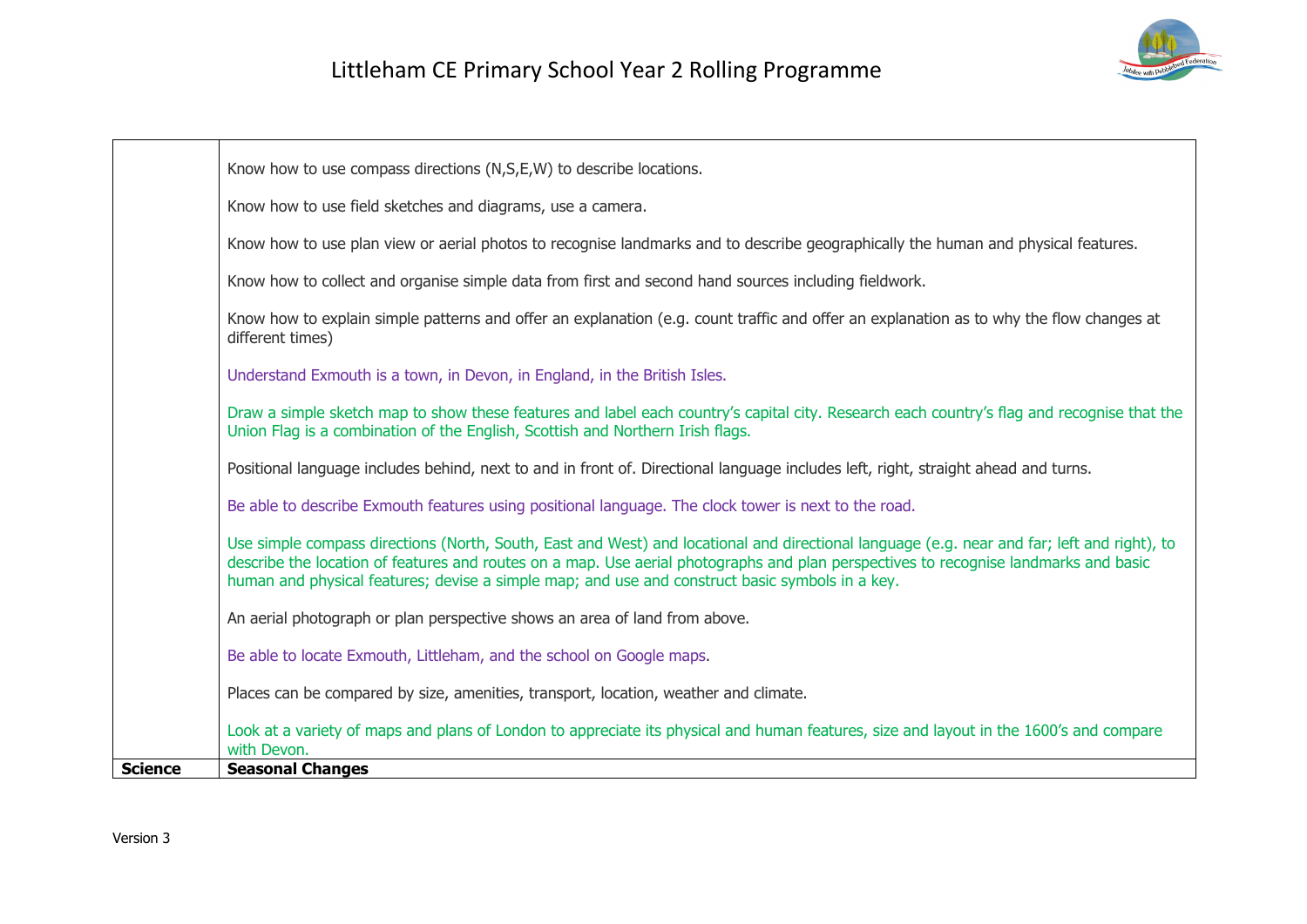| | |
|---|---|
| | Know how to use compass directions (N,S,E,W) to describe locations.<br><br>Know how to use field sketches and diagrams, use a camera.<br><br>Know how to use plan view or aerial photos to recognise landmarks and to describe geographically the human and physical features.<br><br>Know how to collect and organise simple data from first and second hand sources including fieldwork.<br><br>Know how to explain simple patterns and offer an explanation (e.g. count traffic and offer an explanation as to why the flow changes at different times)<br><br>Understand Exmouth is a town, in Devon, in England, in the British Isles.<br><br>Draw a simple sketch map to show these features and label each country's capital city. Research each country's flag and recognise that the Union Flag is a combination of the English, Scottish and Northern Irish flags.<br><br>Positional language includes behind, next to and in front of. Directional language includes left, right, straight ahead and turns.<br><br>Be able to describe Exmouth features using positional language. The clock tower is next to the road.<br><br>Use simple compass directions (North, South, East and West) and locational and directional language (e.g. near and far; left and right), to describe the location of features and routes on a map. Use aerial photographs and plan perspectives to recognise landmarks and basic human and physical features; devise a simple map; and use and construct basic symbols in a key.<br><br>An aerial photograph or plan perspective shows an area of land from above.<br><br>Be able to locate Exmouth, Littleham, and the school on Google maps.<br><br>Places can be compared by size, amenities, transport, location, weather and climate.<br><br>Look at a variety of maps and plans of London to appreciate its physical and human features, size and layout in the 1600's and compare with Devon. |
| **Science** | **Seasonal Changes** |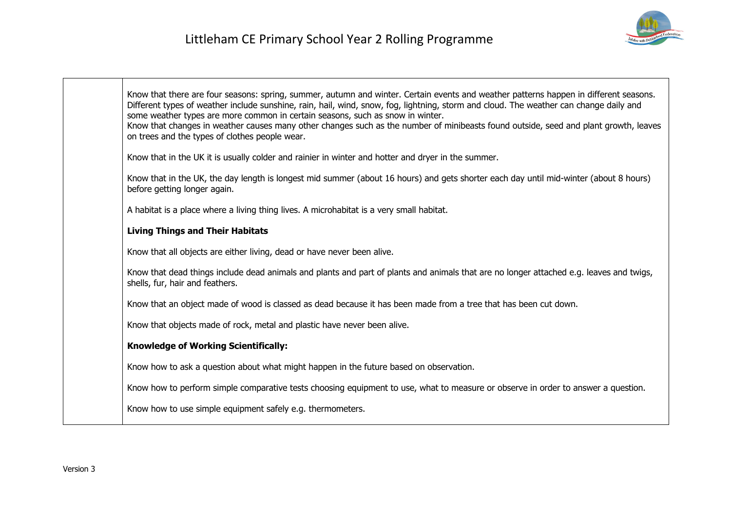| | |
|---|---|
| | Know that there are four seasons: spring, summer, autumn and winter. Certain events and weather patterns happen in different seasons. Different types of weather include sunshine, rain, hail, wind, snow, fog, lightning, storm and cloud. The weather can change daily and some weather types are more common in certain seasons, such as snow in winter.<br>Know that changes in weather causes many other changes such as the number of minibeasts found outside, seed and plant growth, leaves on trees and the types of clothes people wear.<br><br>Know that in the UK it is usually colder and rainier in winter and hotter and dryer in the summer.<br><br>Know that in the UK, the day length is longest mid summer (about 16 hours) and gets shorter each day until mid-winter (about 8 hours) before getting longer again.<br><br>A habitat is a place where a living thing lives. A microhabitat is a very small habitat.<br><br>**Living Things and Their Habitats**<br><br>Know that all objects are either living, dead or have never been alive.<br><br>Know that dead things include dead animals and plants and part of plants and animals that are no longer attached e.g. leaves and twigs, shells, fur, hair and feathers.<br><br>Know that an object made of wood is classed as dead because it has been made from a tree that has been cut down.<br><br>Know that objects made of rock, metal and plastic have never been alive.<br><br>**Knowledge of Working Scientifically:**<br><br>Know how to ask a question about what might happen in the future based on observation.<br><br>Know how to perform simple comparative tests choosing equipment to use, what to measure or observe in order to answer a question.<br><br>Know how to use simple equipment safely e.g. thermometers. |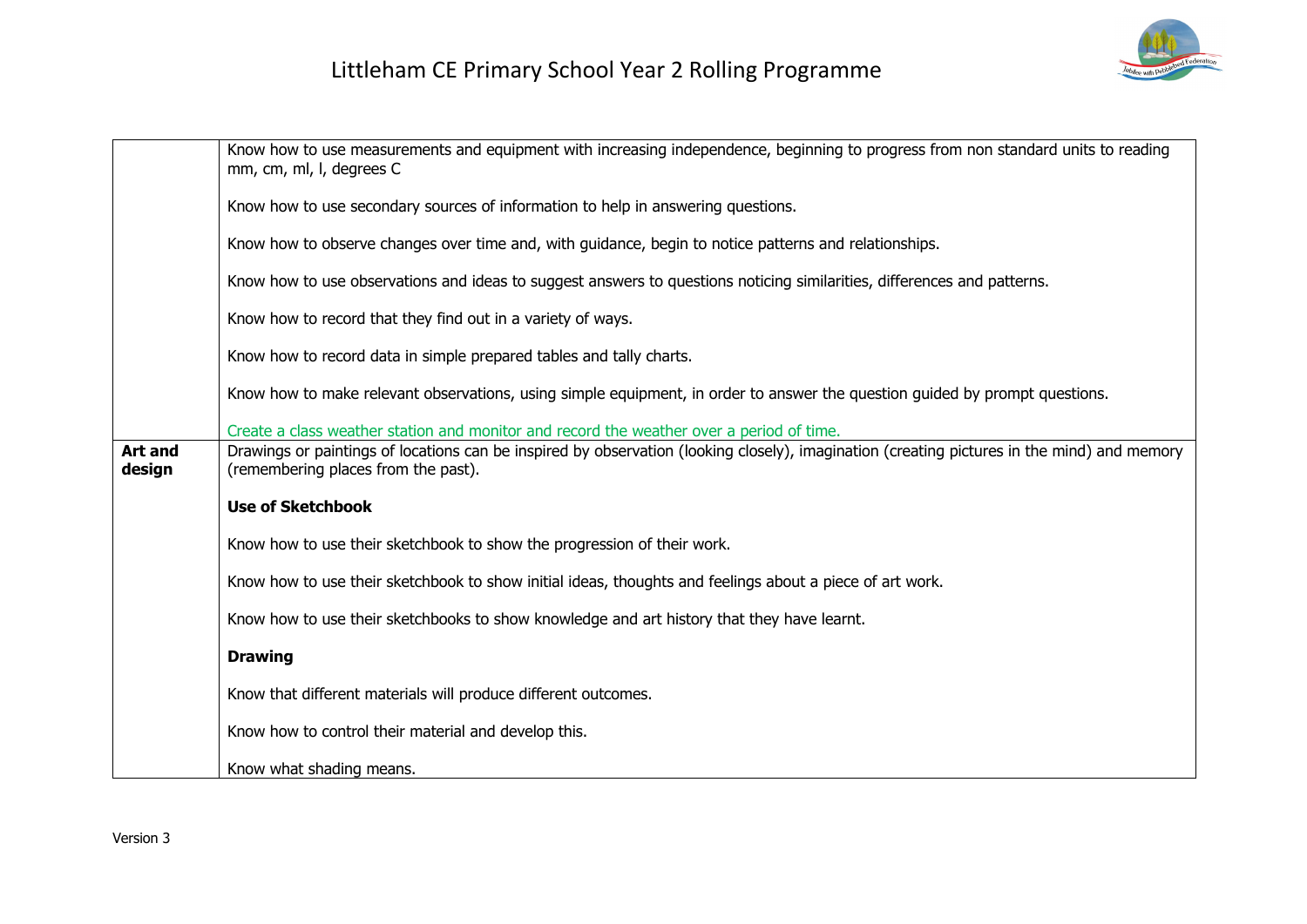| | |
|---|---|
| | Know how to use measurements and equipment with increasing independence, beginning to progress from non standard units to reading mm, cm, ml, l, degrees C<br><br>Know how to use secondary sources of information to help in answering questions.<br><br>Know how to observe changes over time and, with guidance, begin to notice patterns and relationships.<br><br>Know how to use observations and ideas to suggest answers to questions noticing similarities, differences and patterns.<br><br>Know how to record that they find out in a variety of ways.<br><br>Know how to record data in simple prepared tables and tally charts.<br><br>Know how to make relevant observations, using simple equipment, in order to answer the question guided by prompt questions.<br><br>Create a class weather station and monitor and record the weather over a period of time. |
| **Art and design** | Drawings or paintings of locations can be inspired by observation (looking closely), imagination (creating pictures in the mind) and memory (remembering places from the past).<br><br>**Use of Sketchbook**<br><br>Know how to use their sketchbook to show the progression of their work.<br><br>Know how to use their sketchbook to show initial ideas, thoughts and feelings about a piece of art work.<br><br>Know how to use their sketchbooks to show knowledge and art history that they have learnt.<br><br>**Drawing**<br><br>Know that different materials will produce different outcomes.<br><br>Know how to control their material and develop this.<br><br>Know what shading means. |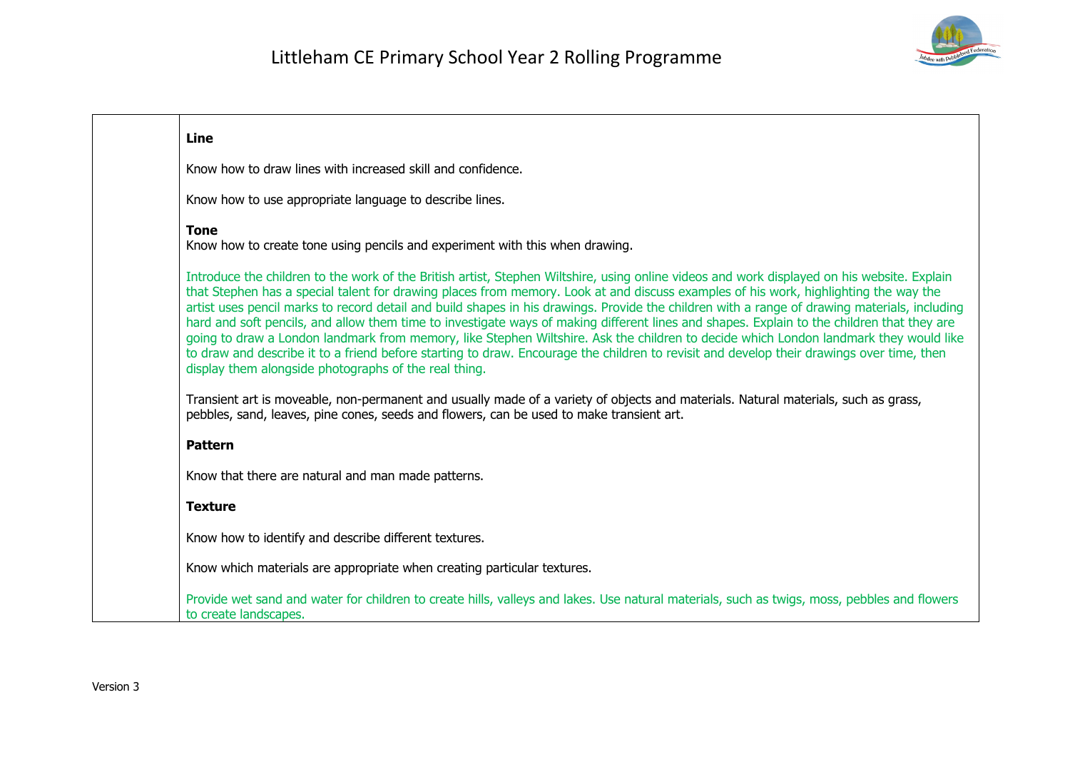| | |
|---|---|
| | **Line**<br><br>Know how to draw lines with increased skill and confidence.<br><br>Know how to use appropriate language to describe lines.<br><br>**Tone**<br>Know how to create tone using pencils and experiment with this when drawing.<br><br>Introduce the children to the work of the British artist, Stephen Wiltshire, using online videos and work displayed on his website. Explain that Stephen has a special talent for drawing places from memory. Look at and discuss examples of his work, highlighting the way the artist uses pencil marks to record detail and build shapes in his drawings. Provide the children with a range of drawing materials, including hard and soft pencils, and allow them time to investigate ways of making different lines and shapes. Explain to the children that they are going to draw a London landmark from memory, like Stephen Wiltshire. Ask the children to decide which London landmark they would like to draw and describe it to a friend before starting to draw. Encourage the children to revisit and develop their drawings over time, then display them alongside photographs of the real thing.<br><br>Transient art is moveable, non-permanent and usually made of a variety of objects and materials. Natural materials, such as grass, pebbles, sand, leaves, pine cones, seeds and flowers, can be used to make transient art.<br><br>**Pattern**<br><br>Know that there are natural and man made patterns.<br><br>**Texture**<br><br>Know how to identify and describe different textures.<br><br>Know which materials are appropriate when creating particular textures.<br><br>Provide wet sand and water for children to create hills, valleys and lakes. Use natural materials, such as twigs, moss, pebbles and flowers to create landscapes. |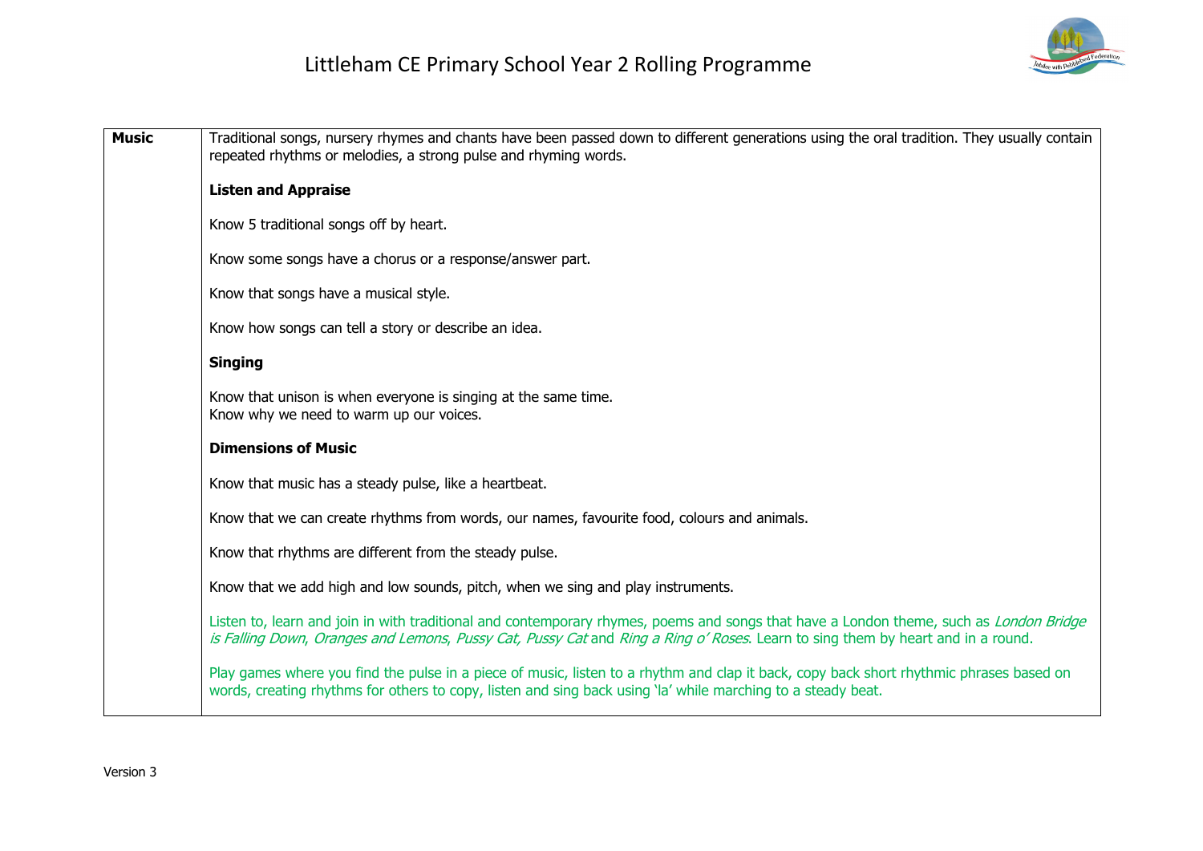# Littleham CE Primary School Year 2 Rolling Programme

| **Music** | Traditional songs, nursery rhymes and chants have been passed down to different generations using the oral tradition. They usually contain repeated rhythms or melodies, a strong pulse and rhyming words.<br><br>**Listen and Appraise**<br><br>Know 5 traditional songs off by heart.<br><br>Know some songs have a chorus or a response/answer part.<br><br>Know that songs have a musical style.<br><br>Know how songs can tell a story or describe an idea.<br><br>**Singing**<br><br>Know that unison is when everyone is singing at the same time.<br>Know why we need to warm up our voices.<br><br>**Dimensions of Music**<br><br>Know that music has a steady pulse, like a heartbeat.<br><br>Know that we can create rhythms from words, our names, favourite food, colours and animals.<br><br>Know that rhythms are different from the steady pulse.<br><br>Know that we add high and low sounds, pitch, when we sing and play instruments.<br><br>Listen to, learn and join in with traditional and contemporary rhymes, poems and songs that have a London theme, such as *London Bridge is Falling Down*, *Oranges and Lemons*, *Pussy Cat, Pussy Cat* and *Ring a Ring o' Roses*. Learn to sing them by heart and in a round.<br><br>Play games where you find the pulse in a piece of music, listen to a rhythm and clap it back, copy back short rhythmic phrases based on words, creating rhythms for others to copy, listen and sing back using 'la' while marching to a steady beat. |
|---|---|

Version 3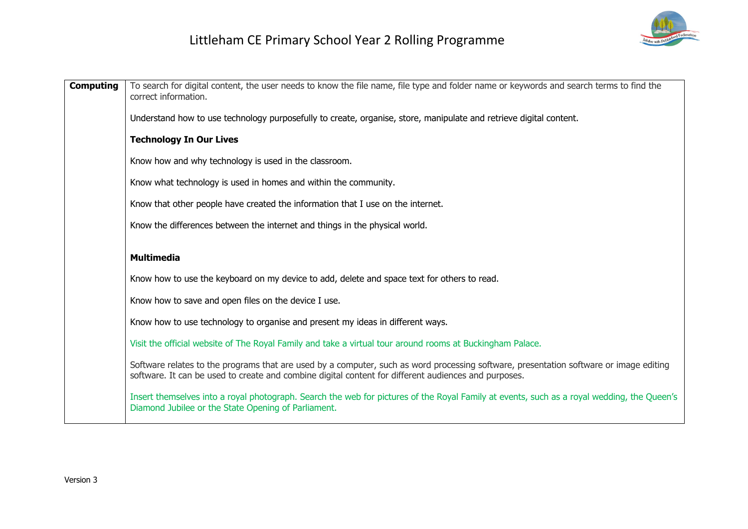| **Computing** | To search for digital content, the user needs to know the file name, file type and folder name or keywords and search terms to find the correct information.<br><br>Understand how to use technology purposefully to create, organise, store, manipulate and retrieve digital content.<br><br>**Technology In Our Lives**<br><br>Know how and why technology is used in the classroom.<br><br>Know what technology is used in homes and within the community.<br><br>Know that other people have created the information that I use on the internet.<br><br>Know the differences between the internet and things in the physical world.<br><br>**Multimedia**<br><br>Know how to use the keyboard on my device to add, delete and space text for others to read.<br><br>Know how to save and open files on the device I use.<br><br>Know how to use technology to organise and present my ideas in different ways.<br><br>Visit the official website of The Royal Family and take a virtual tour around rooms at Buckingham Palace.<br><br>Software relates to the programs that are used by a computer, such as word processing software, presentation software or image editing software. It can be used to create and combine digital content for different audiences and purposes.<br><br>Insert themselves into a royal photograph. Search the web for pictures of the Royal Family at events, such as a royal wedding, the Queen's Diamond Jubilee or the State Opening of Parliament. |
|---|---|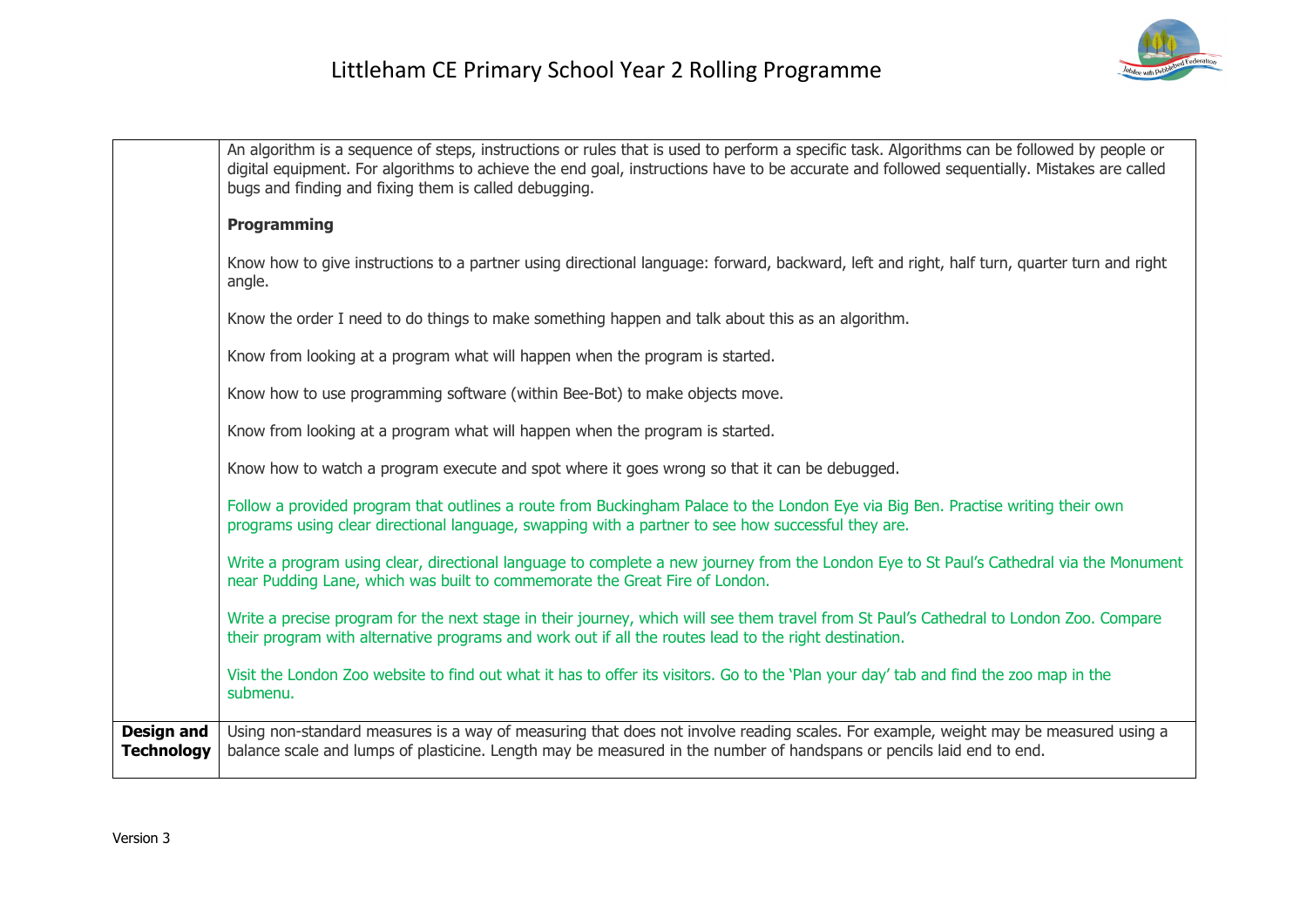| | |
|---|---|
| | An algorithm is a sequence of steps, instructions or rules that is used to perform a specific task. Algorithms can be followed by people or digital equipment. For algorithms to achieve the end goal, instructions have to be accurate and followed sequentially. Mistakes are called bugs and finding and fixing them is called debugging.<br><br>**Programming**<br><br>Know how to give instructions to a partner using directional language: forward, backward, left and right, half turn, quarter turn and right angle.<br><br>Know the order I need to do things to make something happen and talk about this as an algorithm.<br><br>Know from looking at a program what will happen when the program is started.<br><br>Know how to use programming software (within Bee-Bot) to make objects move.<br><br>Know from looking at a program what will happen when the program is started.<br><br>Know how to watch a program execute and spot where it goes wrong so that it can be debugged.<br><br>Follow a provided program that outlines a route from Buckingham Palace to the London Eye via Big Ben. Practise writing their own programs using clear directional language, swapping with a partner to see how successful they are.<br><br>Write a program using clear, directional language to complete a new journey from the London Eye to St Paul's Cathedral via the Monument near Pudding Lane, which was built to commemorate the Great Fire of London.<br><br>Write a precise program for the next stage in their journey, which will see them travel from St Paul's Cathedral to London Zoo. Compare their program with alternative programs and work out if all the routes lead to the right destination.<br><br>Visit the London Zoo website to find out what it has to offer its visitors. Go to the 'Plan your day' tab and find the zoo map in the submenu. |
| **Design and Technology** | Using non-standard measures is a way of measuring that does not involve reading scales. For example, weight may be measured using a balance scale and lumps of plasticine. Length may be measured in the number of handspans or pencils laid end to end. |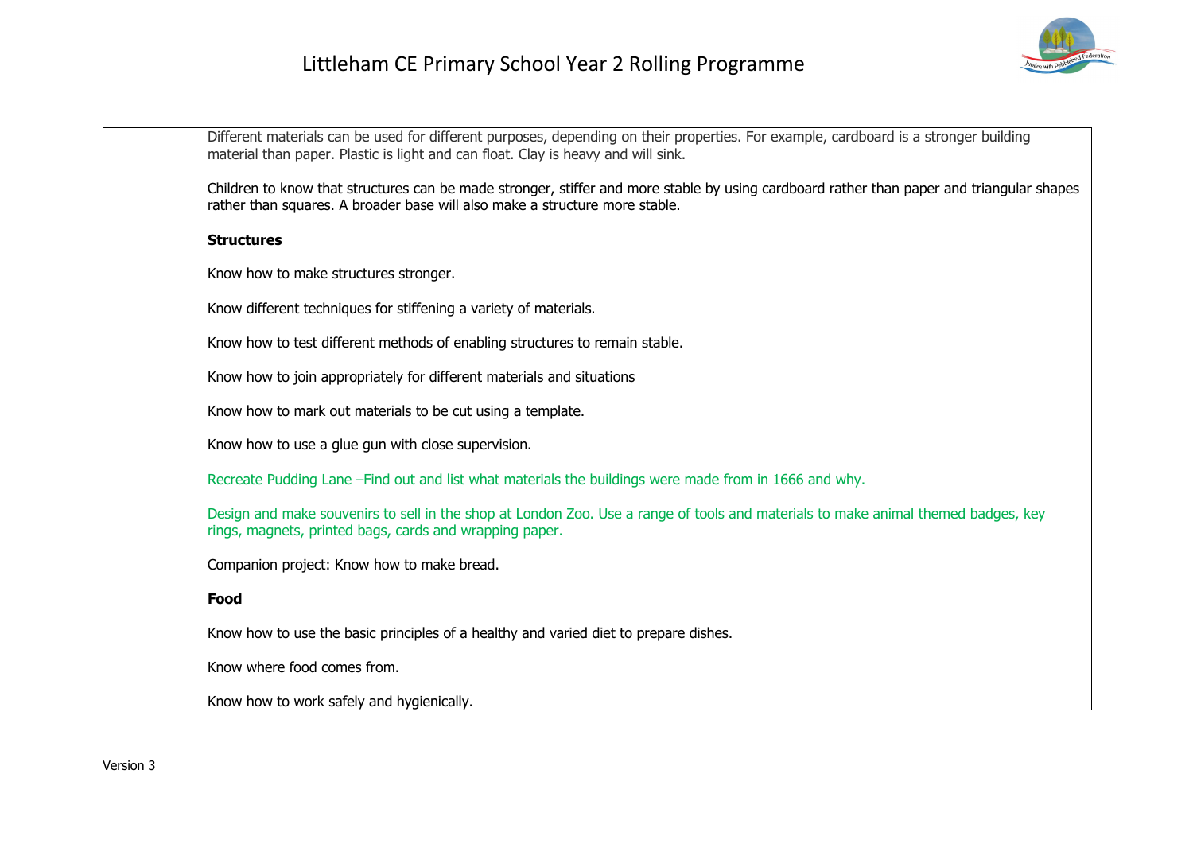| | |
|---|---|
| | Different materials can be used for different purposes, depending on their properties. For example, cardboard is a stronger building material than paper. Plastic is light and can float. Clay is heavy and will sink.<br><br>Children to know that structures can be made stronger, stiffer and more stable by using cardboard rather than paper and triangular shapes rather than squares. A broader base will also make a structure more stable.<br><br>**Structures**<br><br>Know how to make structures stronger.<br><br>Know different techniques for stiffening a variety of materials.<br><br>Know how to test different methods of enabling structures to remain stable.<br><br>Know how to join appropriately for different materials and situations<br><br>Know how to mark out materials to be cut using a template.<br><br>Know how to use a glue gun with close supervision.<br><br>Recreate Pudding Lane –Find out and list what materials the buildings were made from in 1666 and why.<br><br>Design and make souvenirs to sell in the shop at London Zoo. Use a range of tools and materials to make animal themed badges, key rings, magnets, printed bags, cards and wrapping paper.<br><br>Companion project: Know how to make bread.<br><br>**Food**<br><br>Know how to use the basic principles of a healthy and varied diet to prepare dishes.<br><br>Know where food comes from.<br><br>Know how to work safely and hygienically. |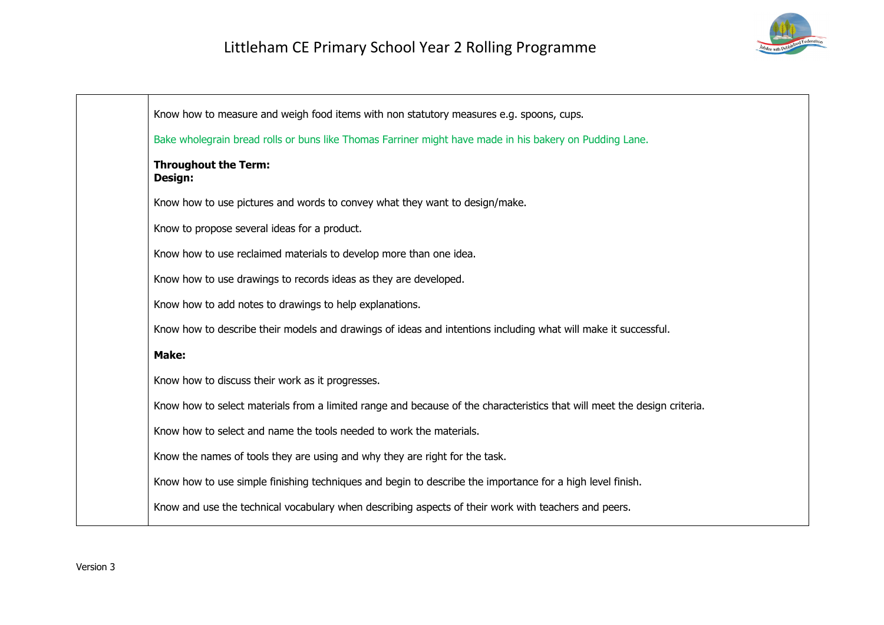| | |
|---|---|
| | Know how to measure and weigh food items with non statutory measures e.g. spoons, cups.<br><br>Bake wholegrain bread rolls or buns like Thomas Farriner might have made in his bakery on Pudding Lane.<br><br>**Throughout the Term:**<br>**Design:**<br><br>Know how to use pictures and words to convey what they want to design/make.<br><br>Know to propose several ideas for a product.<br><br>Know how to use reclaimed materials to develop more than one idea.<br><br>Know how to use drawings to records ideas as they are developed.<br><br>Know how to add notes to drawings to help explanations.<br><br>Know how to describe their models and drawings of ideas and intentions including what will make it successful.<br><br>**Make:**<br><br>Know how to discuss their work as it progresses.<br><br>Know how to select materials from a limited range and because of the characteristics that will meet the design criteria.<br><br>Know how to select and name the tools needed to work the materials.<br><br>Know the names of tools they are using and why they are right for the task.<br><br>Know how to use simple finishing techniques and begin to describe the importance for a high level finish.<br><br>Know and use the technical vocabulary when describing aspects of their work with teachers and peers. |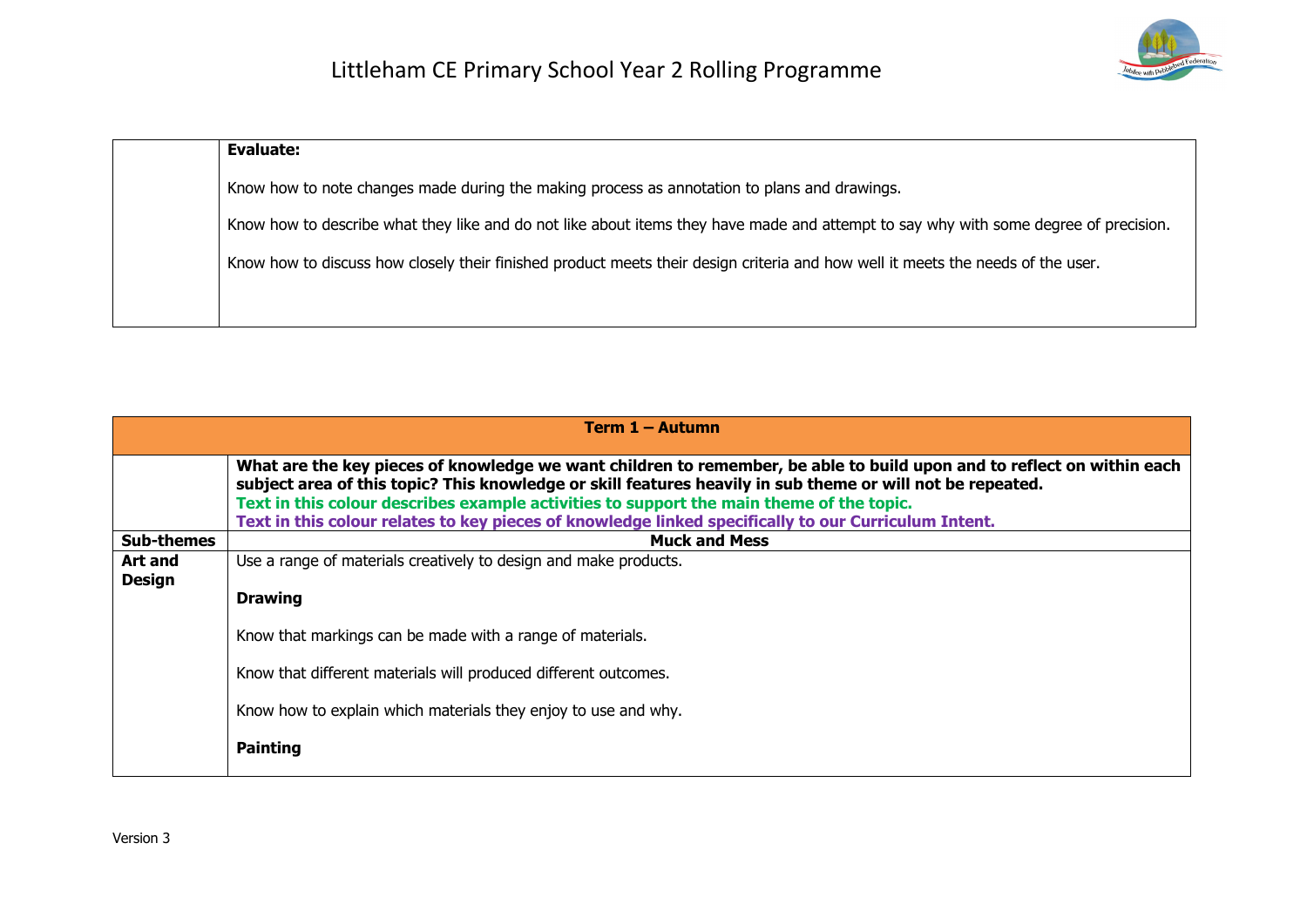| | **Evaluate:**<br><br>Know how to note changes made during the making process as annotation to plans and drawings.<br><br>Know how to describe what they like and do not like about items they have made and attempt to say why with some degree of precision.<br><br>Know how to discuss how closely their finished product meets their design criteria and how well it meets the needs of the user. |
|---|---|

| **Term 1 – Autumn** | |
|---|---|
| | **What are the key pieces of knowledge we want children to remember, be able to build upon and to reflect on within each subject area of this topic? This knowledge or skill features heavily in sub theme or will not be repeated.**<br>**Text in this colour describes example activities to support the main theme of the topic.**<br>**Text in this colour relates to key pieces of knowledge linked specifically to our Curriculum Intent.** |
| **Sub-themes** | **Muck and Mess** |
| **Art and Design** | Use a range of materials creatively to design and make products.<br><br>**Drawing**<br><br>Know that markings can be made with a range of materials.<br><br>Know that different materials will produced different outcomes.<br><br>Know how to explain which materials they enjoy to use and why.<br><br>**Painting** |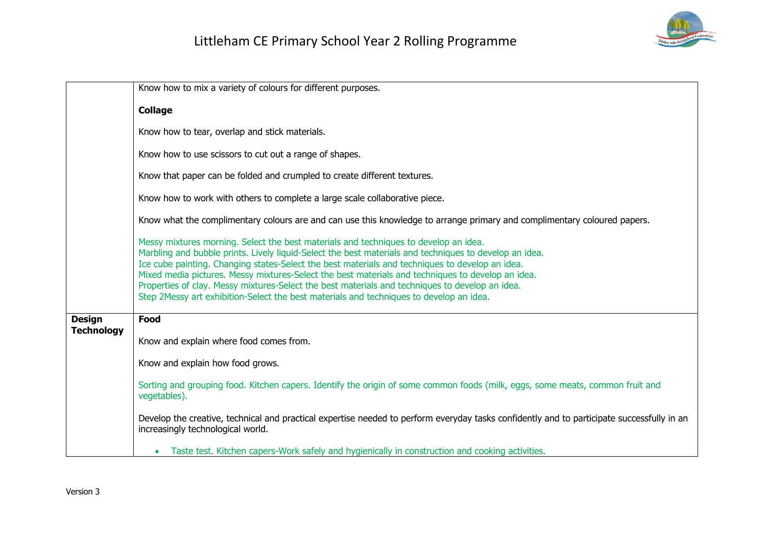| | |
|---|---|
| | Know how to mix a variety of colours for different purposes.<br><br>**Collage**<br><br>Know how to tear, overlap and stick materials.<br><br>Know how to use scissors to cut out a range of shapes.<br><br>Know that paper can be folded and crumpled to create different textures.<br><br>Know how to work with others to complete a large scale collaborative piece.<br><br>Know what the complimentary colours are and can use this knowledge to arrange primary and complimentary coloured papers.<br><br>Messy mixtures morning. Select the best materials and techniques to develop an idea.<br>Marbling and bubble prints. Lively liquid-Select the best materials and techniques to develop an idea.<br>Ice cube painting. Changing states-Select the best materials and techniques to develop an idea.<br>Mixed media pictures. Messy mixtures-Select the best materials and techniques to develop an idea.<br>Properties of clay. Messy mixtures-Select the best materials and techniques to develop an idea.<br>Step 2Messy art exhibition-Select the best materials and techniques to develop an idea. |
| **Design Technology** | **Food**<br><br>Know and explain where food comes from.<br><br>Know and explain how food grows.<br><br>Sorting and grouping food. Kitchen capers. Identify the origin of some common foods (milk, eggs, some meats, common fruit and vegetables).<br><br>Develop the creative, technical and practical expertise needed to perform everyday tasks confidently and to participate successfully in an increasingly technological world.<br><br>• Taste test. Kitchen capers-Work safely and hygienically in construction and cooking activities. |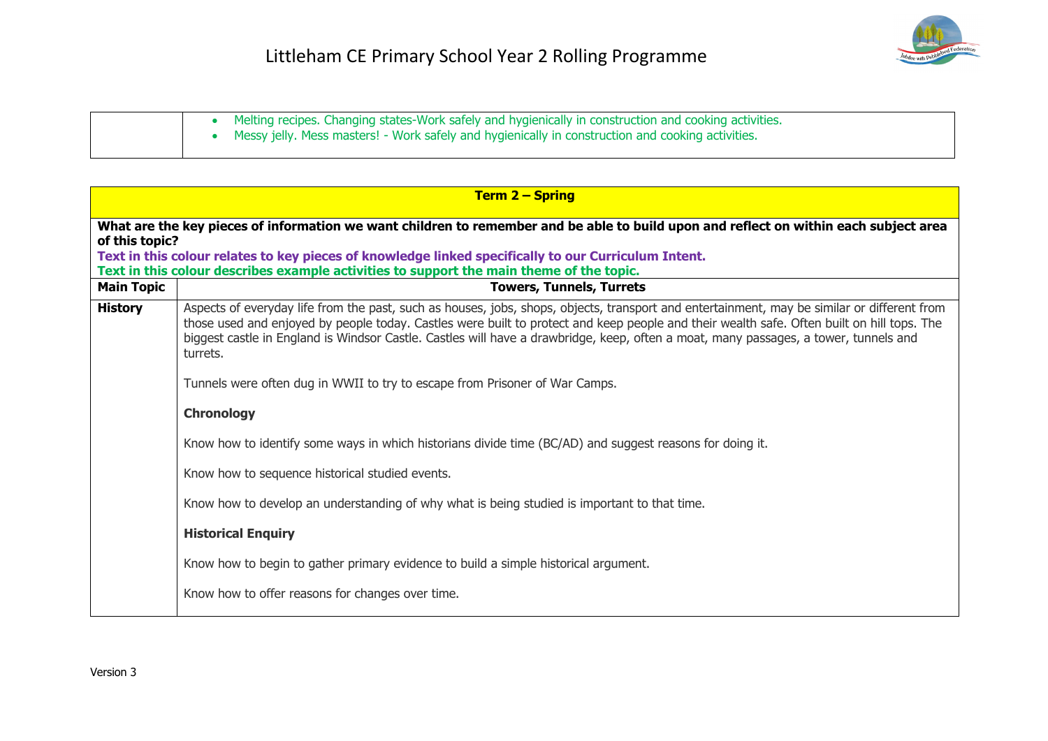|  |  |
| --- | --- |
|  | • Melting recipes. Changing states-Work safely and hygienically in construction and cooking activities.<br>• Messy jelly. Mess masters! - Work safely and hygienically in construction and cooking activities. |

| **Term 2 – Spring** | |
| --- | --- |
| **What are the key pieces of information we want children to remember and be able to build upon and reflect on within each subject area of this topic?**<br>**Text in this colour relates to key pieces of knowledge linked specifically to our Curriculum Intent.**<br>**Text in this colour describes example activities to support the main theme of the topic.** | |
| **Main Topic** | **Towers, Tunnels, Turrets** |
| **History** | Aspects of everyday life from the past, such as houses, jobs, shops, objects, transport and entertainment, may be similar or different from those used and enjoyed by people today. Castles were built to protect and keep people and their wealth safe. Often built on hill tops. The biggest castle in England is Windsor Castle. Castles will have a drawbridge, keep, often a moat, many passages, a tower, tunnels and turrets.<br><br>Tunnels were often dug in WWII to try to escape from Prisoner of War Camps.<br><br>**Chronology**<br><br>Know how to identify some ways in which historians divide time (BC/AD) and suggest reasons for doing it.<br><br>Know how to sequence historical studied events.<br><br>Know how to develop an understanding of why what is being studied is important to that time.<br><br>**Historical Enquiry**<br><br>Know how to begin to gather primary evidence to build a simple historical argument.<br><br>Know how to offer reasons for changes over time. |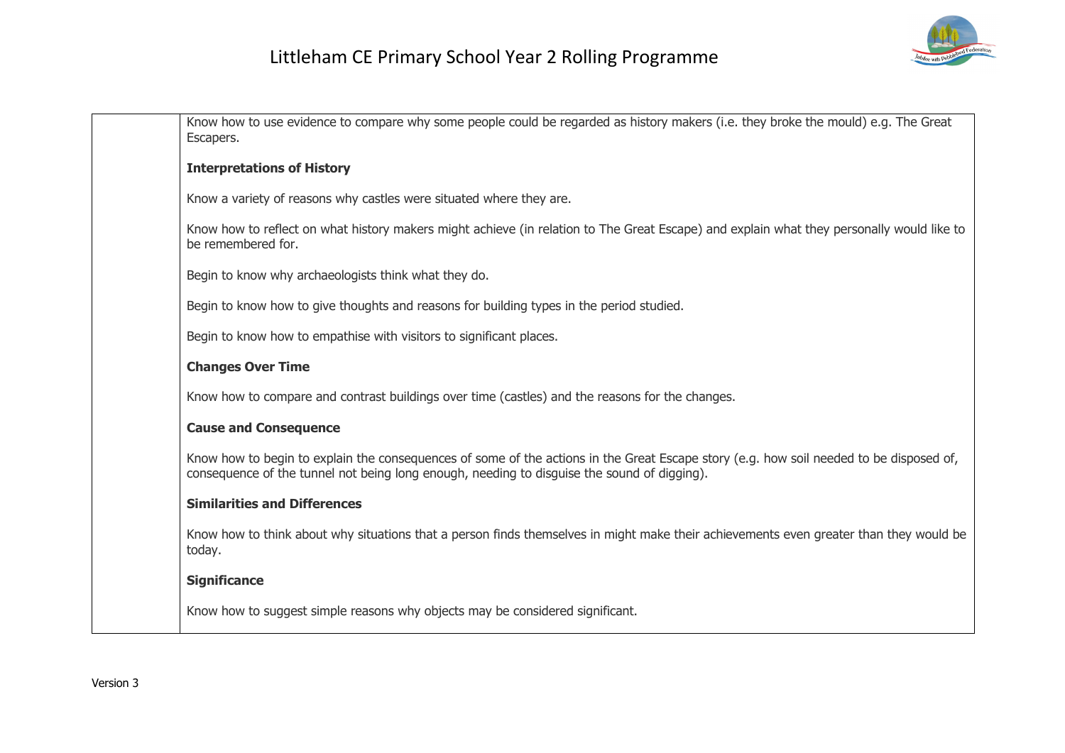| | |
|---|---|
| | Know how to use evidence to compare why some people could be regarded as history makers (i.e. they broke the mould) e.g. The Great Escapers.<br><br>**Interpretations of History**<br><br>Know a variety of reasons why castles were situated where they are.<br><br>Know how to reflect on what history makers might achieve (in relation to The Great Escape) and explain what they personally would like to be remembered for.<br><br>Begin to know why archaeologists think what they do.<br><br>Begin to know how to give thoughts and reasons for building types in the period studied.<br><br>Begin to know how to empathise with visitors to significant places.<br><br>**Changes Over Time**<br><br>Know how to compare and contrast buildings over time (castles) and the reasons for the changes.<br><br>**Cause and Consequence**<br><br>Know how to begin to explain the consequences of some of the actions in the Great Escape story (e.g. how soil needed to be disposed of, consequence of the tunnel not being long enough, needing to disguise the sound of digging).<br><br>**Similarities and Differences**<br><br>Know how to think about why situations that a person finds themselves in might make their achievements even greater than they would be today.<br><br>**Significance**<br><br>Know how to suggest simple reasons why objects may be considered significant. |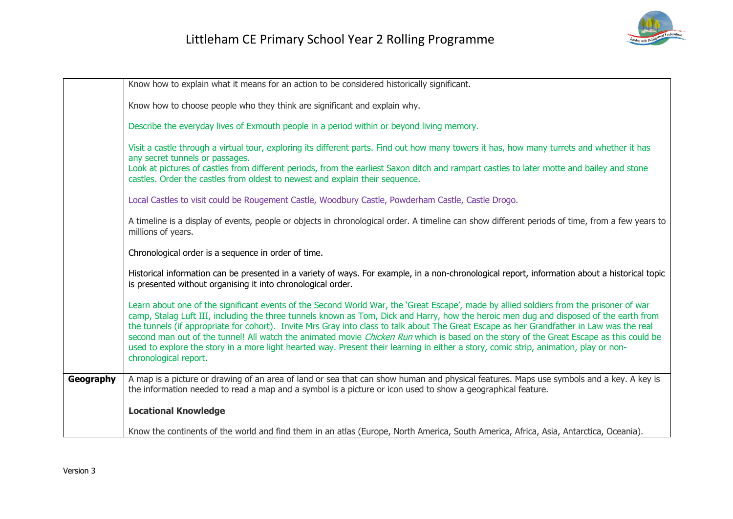| | |
|---|---|
| | Know how to explain what it means for an action to be considered historically significant.<br><br>Know how to choose people who they think are significant and explain why.<br><br>Describe the everyday lives of Exmouth people in a period within or beyond living memory.<br><br>Visit a castle through a virtual tour, exploring its different parts. Find out how many towers it has, how many turrets and whether it has any secret tunnels or passages.<br>Look at pictures of castles from different periods, from the earliest Saxon ditch and rampart castles to later motte and bailey and stone castles. Order the castles from oldest to newest and explain their sequence.<br><br>Local Castles to visit could be Rougement Castle, Woodbury Castle, Powderham Castle, Castle Drogo.<br><br>A timeline is a display of events, people or objects in chronological order. A timeline can show different periods of time, from a few years to millions of years.<br><br>Chronological order is a sequence in order of time.<br><br>Historical information can be presented in a variety of ways. For example, in a non-chronological report, information about a historical topic is presented without organising it into chronological order.<br><br>Learn about one of the significant events of the Second World War, the 'Great Escape', made by allied soldiers from the prisoner of war camp, Stalag Luft III, including the three tunnels known as Tom, Dick and Harry, how the heroic men dug and disposed of the earth from the tunnels (if appropriate for cohort). Invite Mrs Gray into class to talk about The Great Escape as her Grandfather in Law was the real second man out of the tunnel! All watch the animated movie *Chicken Run* which is based on the story of the Great Escape as this could be used to explore the story in a more light hearted way. Present their learning in either a story, comic strip, animation, play or non-chronological report. |
| **Geography** | A map is a picture or drawing of an area of land or sea that can show human and physical features. Maps use symbols and a key. A key is the information needed to read a map and a symbol is a picture or icon used to show a geographical feature.<br><br>**Locational Knowledge**<br><br>Know the continents of the world and find them in an atlas (Europe, North America, South America, Africa, Asia, Antarctica, Oceania). |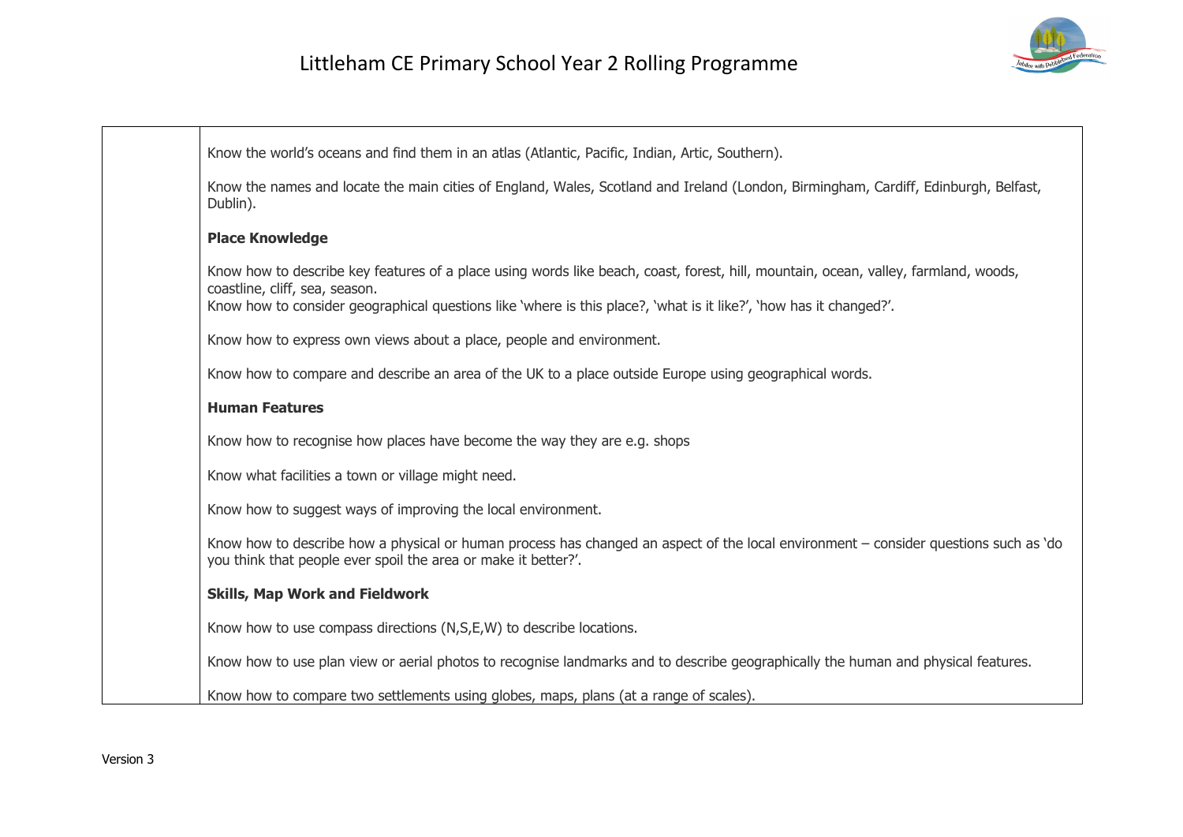| | |
|---|---|
| | Know the world's oceans and find them in an atlas (Atlantic, Pacific, Indian, Artic, Southern).<br><br>Know the names and locate the main cities of England, Wales, Scotland and Ireland (London, Birmingham, Cardiff, Edinburgh, Belfast, Dublin).<br><br>**Place Knowledge**<br><br>Know how to describe key features of a place using words like beach, coast, forest, hill, mountain, ocean, valley, farmland, woods, coastline, cliff, sea, season.<br>Know how to consider geographical questions like 'where is this place?, 'what is it like?', 'how has it changed?'.<br><br>Know how to express own views about a place, people and environment.<br><br>Know how to compare and describe an area of the UK to a place outside Europe using geographical words.<br><br>**Human Features**<br><br>Know how to recognise how places have become the way they are e.g. shops<br><br>Know what facilities a town or village might need.<br><br>Know how to suggest ways of improving the local environment.<br><br>Know how to describe how a physical or human process has changed an aspect of the local environment – consider questions such as 'do you think that people ever spoil the area or make it better?'.<br><br>**Skills, Map Work and Fieldwork**<br><br>Know how to use compass directions (N,S,E,W) to describe locations.<br><br>Know how to use plan view or aerial photos to recognise landmarks and to describe geographically the human and physical features.<br><br>Know how to compare two settlements using globes, maps, plans (at a range of scales). |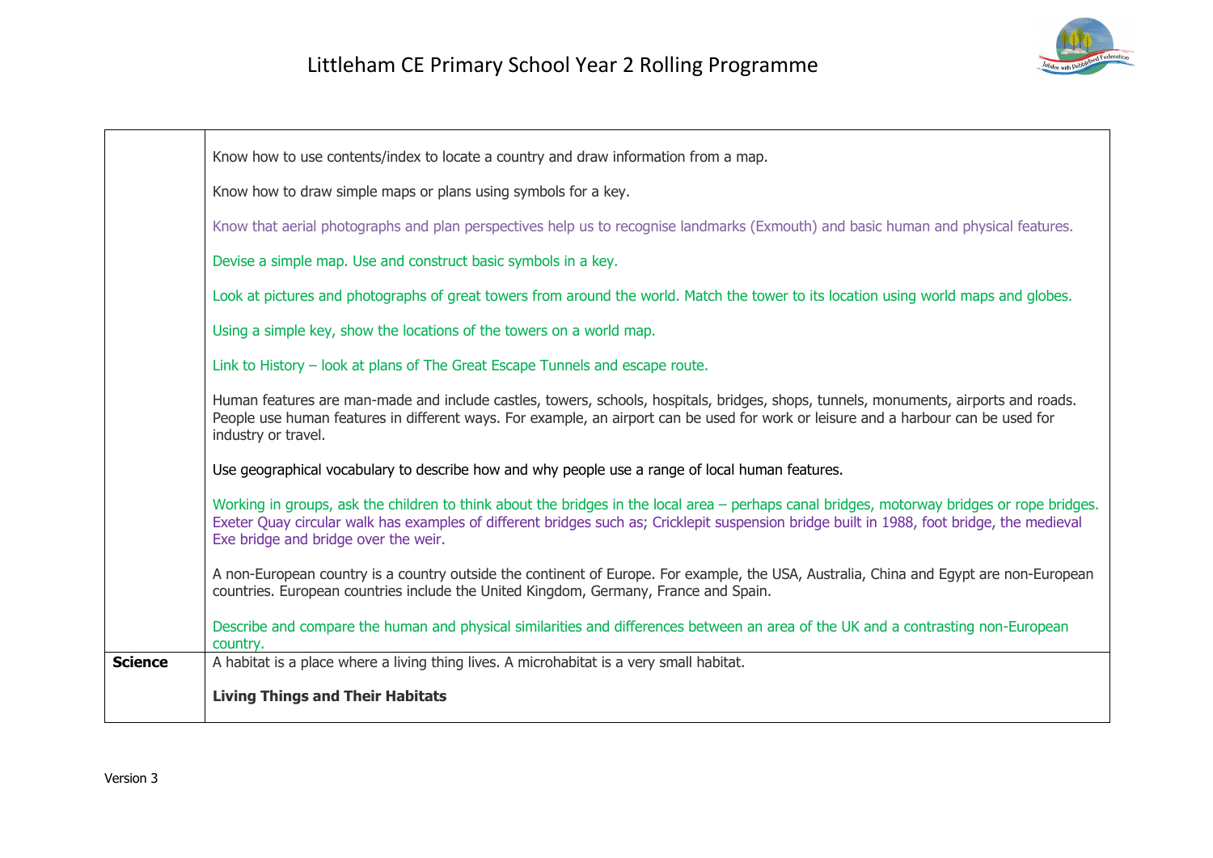| | |
|---|---|
| | Know how to use contents/index to locate a country and draw information from a map.<br><br>Know how to draw simple maps or plans using symbols for a key.<br><br>Know that aerial photographs and plan perspectives help us to recognise landmarks (Exmouth) and basic human and physical features.<br><br>Devise a simple map. Use and construct basic symbols in a key.<br><br>Look at pictures and photographs of great towers from around the world. Match the tower to its location using world maps and globes.<br><br>Using a simple key, show the locations of the towers on a world map.<br><br>Link to History – look at plans of The Great Escape Tunnels and escape route.<br><br>Human features are man-made and include castles, towers, schools, hospitals, bridges, shops, tunnels, monuments, airports and roads. People use human features in different ways. For example, an airport can be used for work or leisure and a harbour can be used for industry or travel.<br><br>Use geographical vocabulary to describe how and why people use a range of local human features.<br><br>Working in groups, ask the children to think about the bridges in the local area – perhaps canal bridges, motorway bridges or rope bridges. Exeter Quay circular walk has examples of different bridges such as; Cricklepit suspension bridge built in 1988, foot bridge, the medieval Exe bridge and bridge over the weir.<br><br>A non-European country is a country outside the continent of Europe. For example, the USA, Australia, China and Egypt are non-European countries. European countries include the United Kingdom, Germany, France and Spain.<br><br>Describe and compare the human and physical similarities and differences between an area of the UK and a contrasting non-European country. |
| **Science** | A habitat is a place where a living thing lives. A microhabitat is a very small habitat.<br><br>**Living Things and Their Habitats** |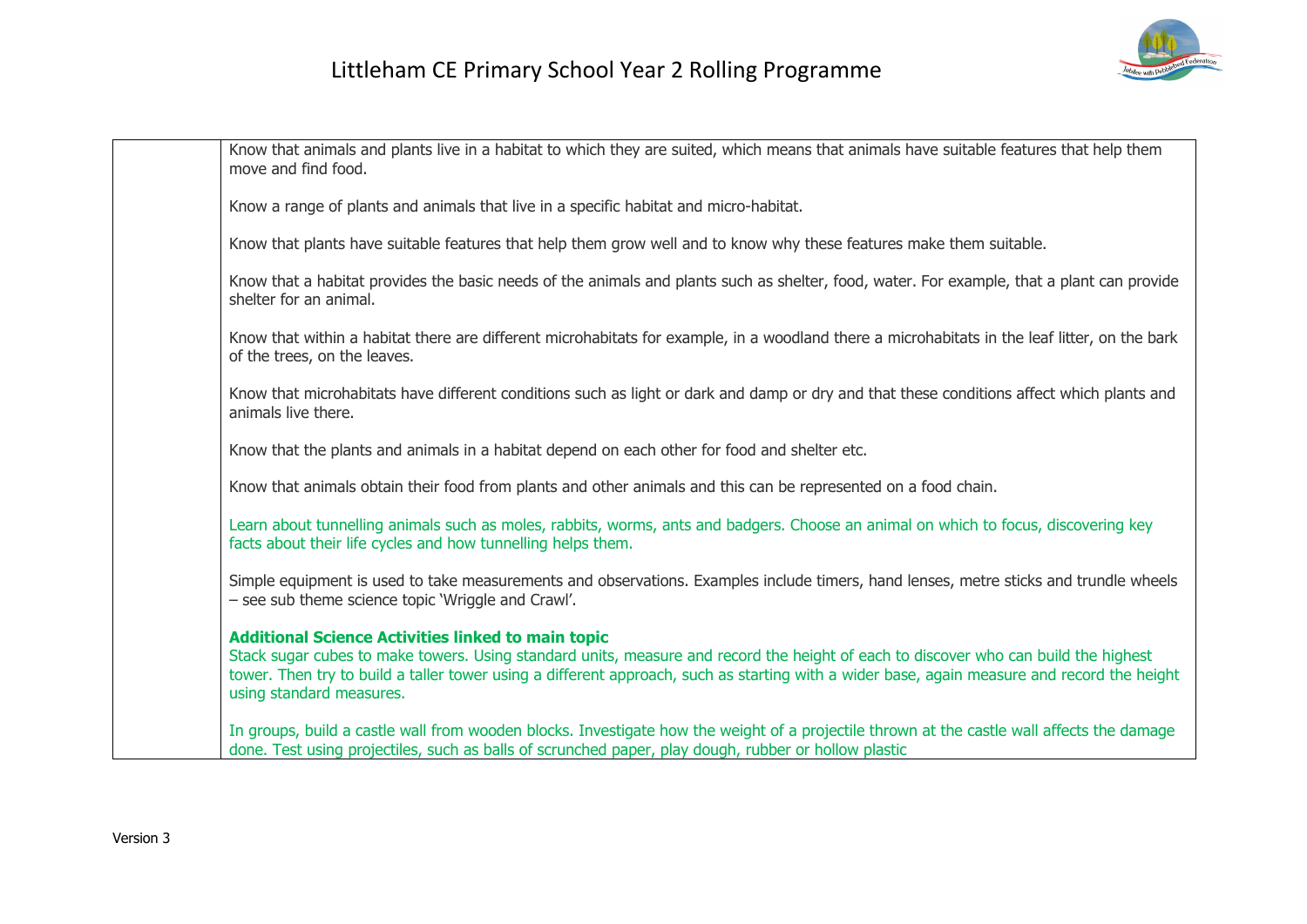| | |
|---|---|
| | Know that animals and plants live in a habitat to which they are suited, which means that animals have suitable features that help them move and find food.<br><br>Know a range of plants and animals that live in a specific habitat and micro-habitat.<br><br>Know that plants have suitable features that help them grow well and to know why these features make them suitable.<br><br>Know that a habitat provides the basic needs of the animals and plants such as shelter, food, water. For example, that a plant can provide shelter for an animal.<br><br>Know that within a habitat there are different microhabitats for example, in a woodland there a microhabitats in the leaf litter, on the bark of the trees, on the leaves.<br><br>Know that microhabitats have different conditions such as light or dark and damp or dry and that these conditions affect which plants and animals live there.<br><br>Know that the plants and animals in a habitat depend on each other for food and shelter etc.<br><br>Know that animals obtain their food from plants and other animals and this can be represented on a food chain.<br><br>Learn about tunnelling animals such as moles, rabbits, worms, ants and badgers. Choose an animal on which to focus, discovering key facts about their life cycles and how tunnelling helps them.<br><br>Simple equipment is used to take measurements and observations. Examples include timers, hand lenses, metre sticks and trundle wheels – see sub theme science topic 'Wriggle and Crawl'.<br><br>**Additional Science Activities linked to main topic**<br>Stack sugar cubes to make towers. Using standard units, measure and record the height of each to discover who can build the highest tower. Then try to build a taller tower using a different approach, such as starting with a wider base, again measure and record the height using standard measures.<br><br>In groups, build a castle wall from wooden blocks. Investigate how the weight of a projectile thrown at the castle wall affects the damage done. Test using projectiles, such as balls of scrunched paper, play dough, rubber or hollow plastic |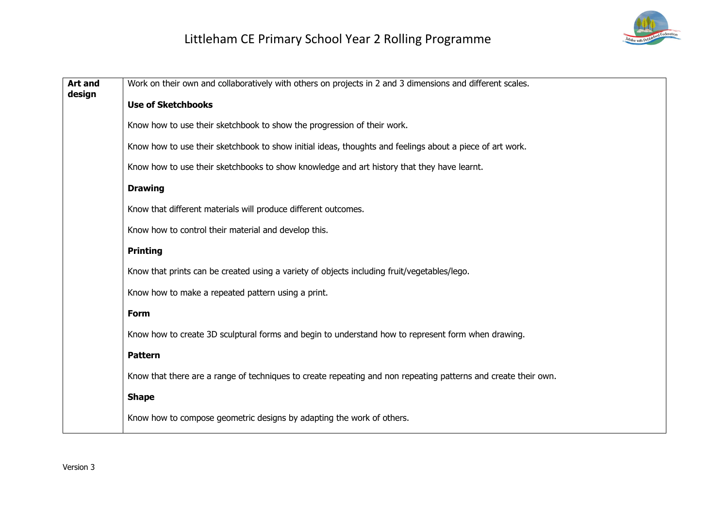| Art and design | Work on their own and collaboratively with others on projects in 2 and 3 dimensions and different scales.<br><br>**Use of Sketchbooks**<br><br>Know how to use their sketchbook to show the progression of their work.<br><br>Know how to use their sketchbook to show initial ideas, thoughts and feelings about a piece of art work.<br><br>Know how to use their sketchbooks to show knowledge and art history that they have learnt.<br><br>**Drawing**<br><br>Know that different materials will produce different outcomes.<br><br>Know how to control their material and develop this.<br><br>**Printing**<br><br>Know that prints can be created using a variety of objects including fruit/vegetables/lego.<br><br>Know how to make a repeated pattern using a print.<br><br>**Form**<br><br>Know how to create 3D sculptural forms and begin to understand how to represent form when drawing.<br><br>**Pattern**<br><br>Know that there are a range of techniques to create repeating and non repeating patterns and create their own.<br><br>**Shape**<br><br>Know how to compose geometric designs by adapting the work of others. |
|---|---|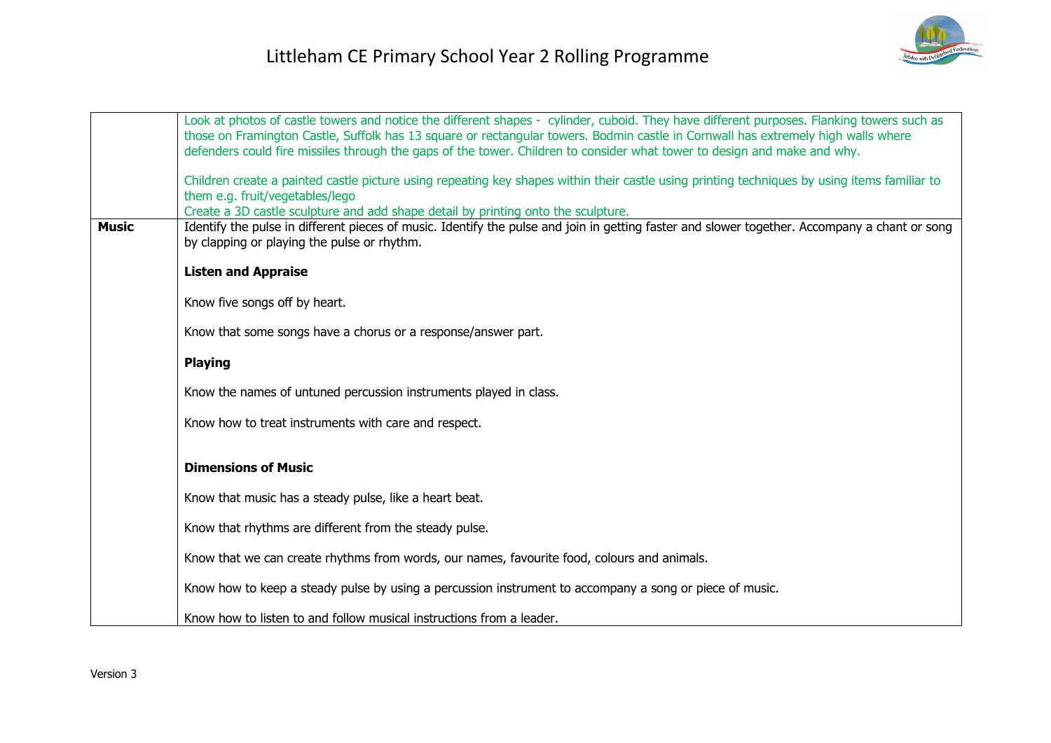| | |
|---|---|
| | Look at photos of castle towers and notice the different shapes - cylinder, cuboid. They have different purposes. Flanking towers such as those on Framington Castle, Suffolk has 13 square or rectangular towers. Bodmin castle in Cornwall has extremely high walls where defenders could fire missiles through the gaps of the tower. Children to consider what tower to design and make and why.<br><br>Children create a painted castle picture using repeating key shapes within their castle using printing techniques by using items familiar to them e.g. fruit/vegetables/lego<br>Create a 3D castle sculpture and add shape detail by printing onto the sculpture. |
| **Music** | Identify the pulse in different pieces of music. Identify the pulse and join in getting faster and slower together. Accompany a chant or song by clapping or playing the pulse or rhythm.<br><br>**Listen and Appraise**<br><br>Know five songs off by heart.<br><br>Know that some songs have a chorus or a response/answer part.<br><br>**Playing**<br><br>Know the names of untuned percussion instruments played in class.<br><br>Know how to treat instruments with care and respect.<br><br>**Dimensions of Music**<br><br>Know that music has a steady pulse, like a heart beat.<br><br>Know that rhythms are different from the steady pulse.<br><br>Know that we can create rhythms from words, our names, favourite food, colours and animals.<br><br>Know how to keep a steady pulse by using a percussion instrument to accompany a song or piece of music.<br><br>Know how to listen to and follow musical instructions from a leader. |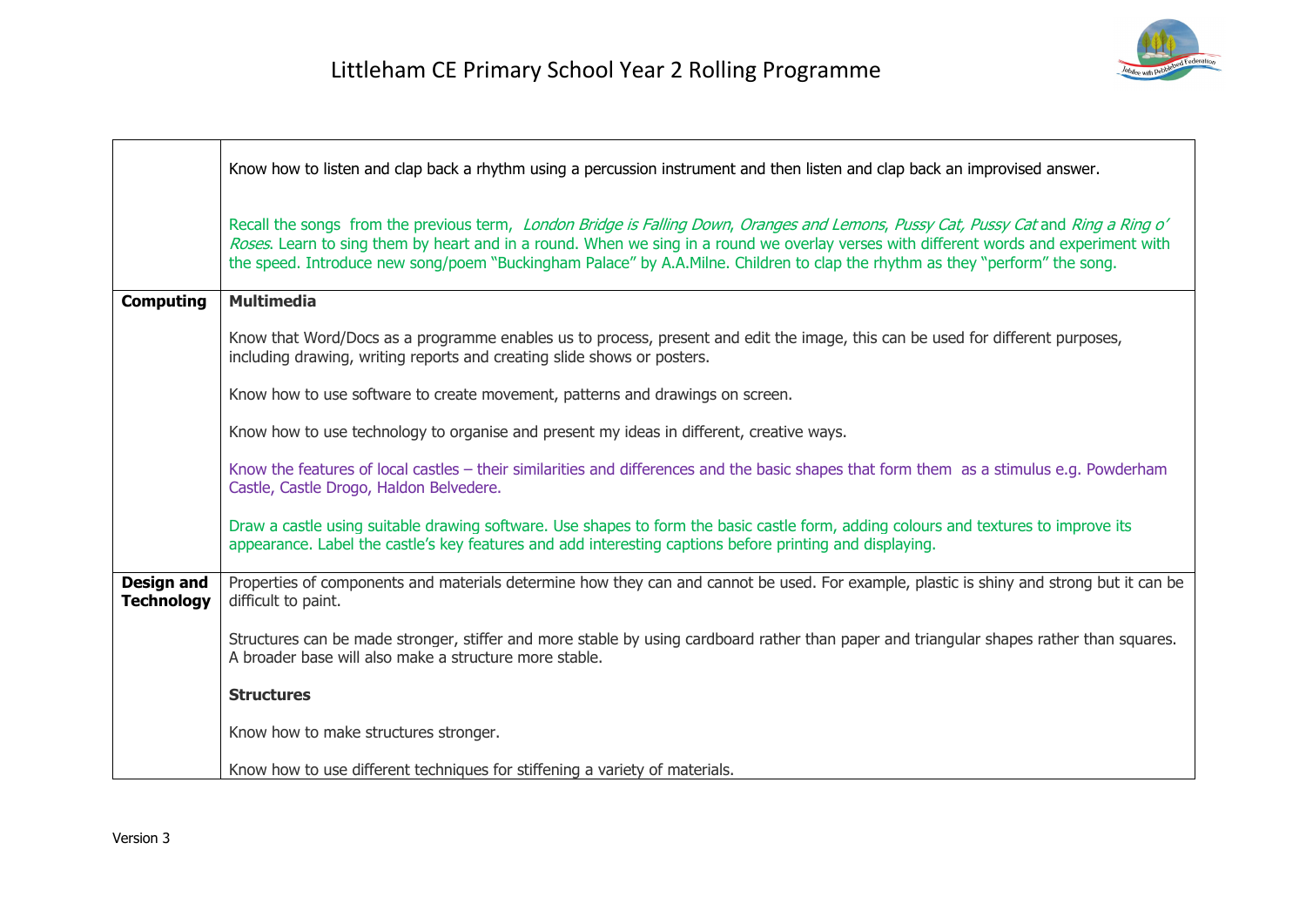| | |
|---|---|
| | Know how to listen and clap back a rhythm using a percussion instrument and then listen and clap back an improvised answer.<br><br>Recall the songs from the previous term, *London Bridge is Falling Down*, *Oranges and Lemons*, *Pussy Cat, Pussy Cat* and *Ring a Ring o' Roses*. Learn to sing them by heart and in a round. When we sing in a round we overlay verses with different words and experiment with the speed. Introduce new song/poem "Buckingham Palace" by A.A.Milne. Children to clap the rhythm as they "perform" the song. |
| **Computing** | **Multimedia**<br><br>Know that Word/Docs as a programme enables us to process, present and edit the image, this can be used for different purposes, including drawing, writing reports and creating slide shows or posters.<br><br>Know how to use software to create movement, patterns and drawings on screen.<br><br>Know how to use technology to organise and present my ideas in different, creative ways.<br><br>Know the features of local castles – their similarities and differences and the basic shapes that form them as a stimulus e.g. Powderham Castle, Castle Drogo, Haldon Belvedere.<br><br>Draw a castle using suitable drawing software. Use shapes to form the basic castle form, adding colours and textures to improve its appearance. Label the castle's key features and add interesting captions before printing and displaying. |
| **Design and Technology** | Properties of components and materials determine how they can and cannot be used. For example, plastic is shiny and strong but it can be difficult to paint.<br><br>Structures can be made stronger, stiffer and more stable by using cardboard rather than paper and triangular shapes rather than squares. A broader base will also make a structure more stable.<br><br>**Structures**<br><br>Know how to make structures stronger.<br><br>Know how to use different techniques for stiffening a variety of materials. |

Version 3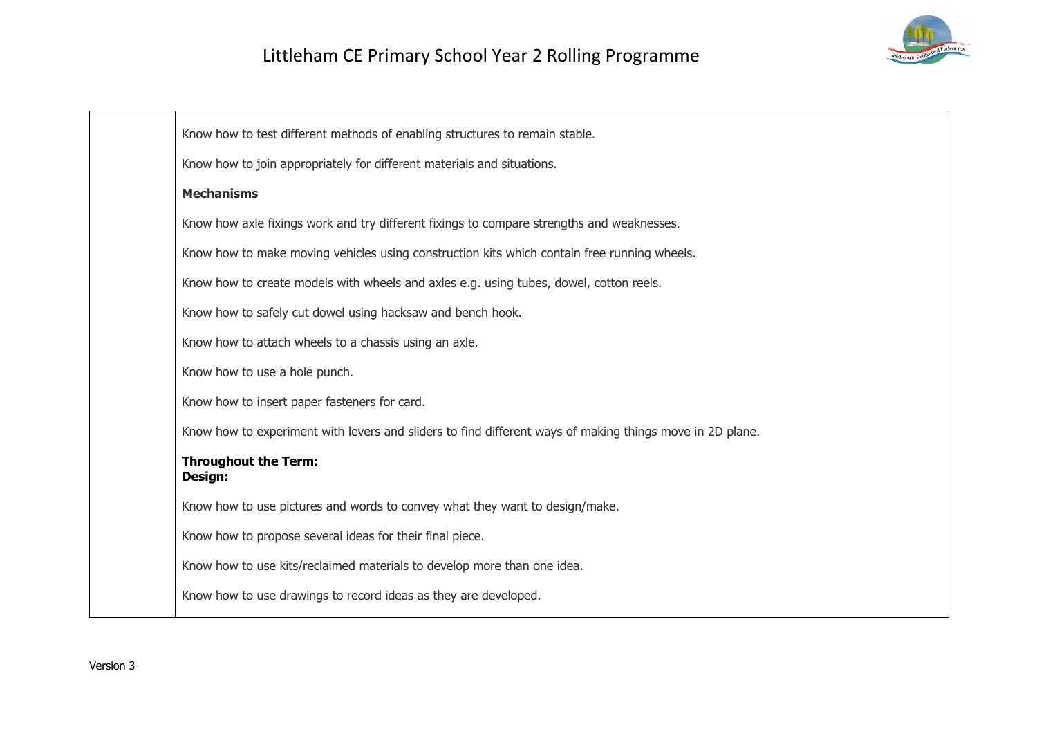| | |
|---|---|
| | Know how to test different methods of enabling structures to remain stable.<br><br>Know how to join appropriately for different materials and situations.<br><br>**Mechanisms**<br><br>Know how axle fixings work and try different fixings to compare strengths and weaknesses.<br><br>Know how to make moving vehicles using construction kits which contain free running wheels.<br><br>Know how to create models with wheels and axles e.g. using tubes, dowel, cotton reels.<br><br>Know how to safely cut dowel using hacksaw and bench hook.<br><br>Know how to attach wheels to a chassis using an axle.<br><br>Know how to use a hole punch.<br><br>Know how to insert paper fasteners for card.<br><br>Know how to experiment with levers and sliders to find different ways of making things move in 2D plane.<br><br>**Throughout the Term:**<br>**Design:**<br><br>Know how to use pictures and words to convey what they want to design/make.<br><br>Know how to propose several ideas for their final piece.<br><br>Know how to use kits/reclaimed materials to develop more than one idea.<br><br>Know how to use drawings to record ideas as they are developed. |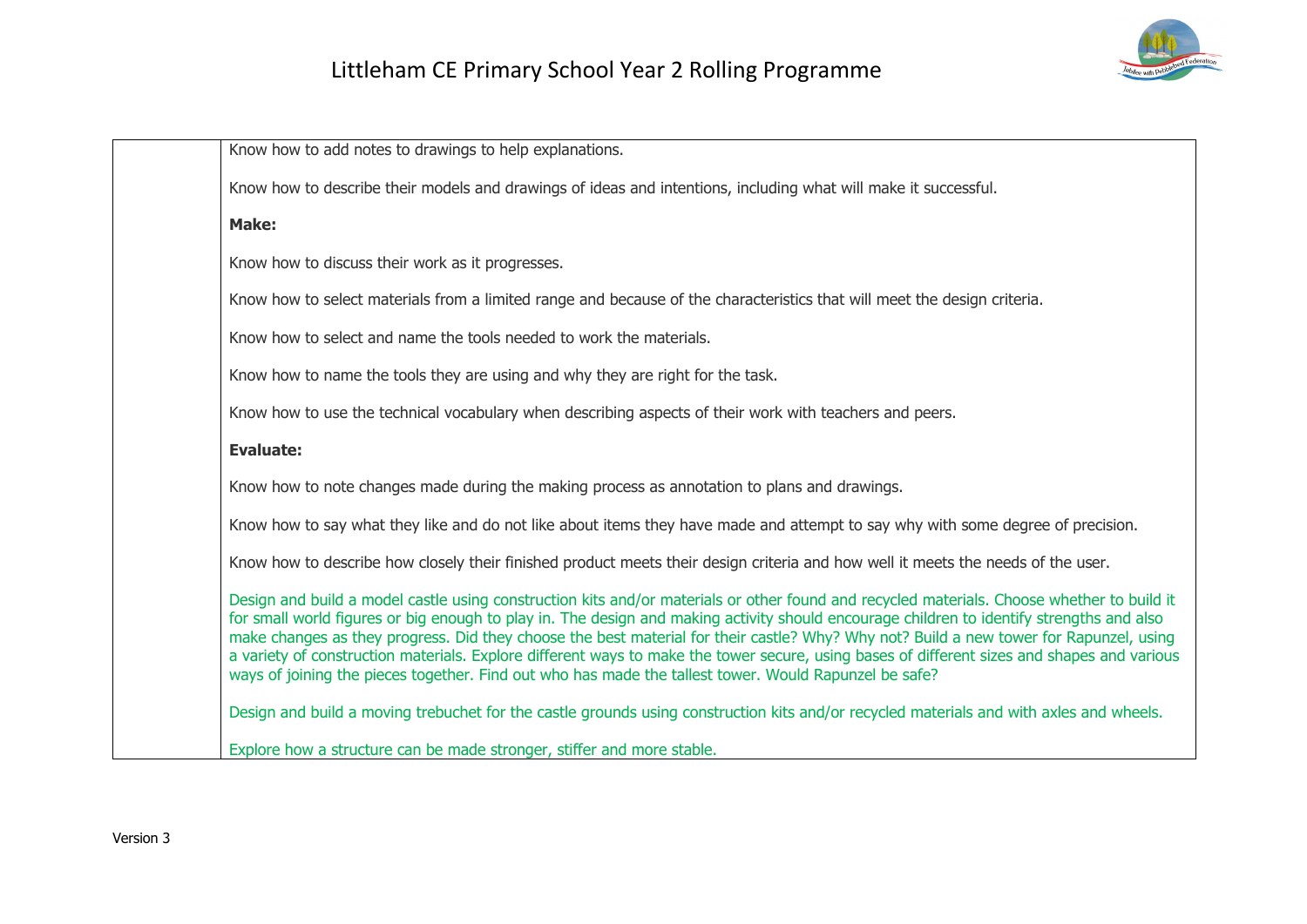| | |
|---|---|
| | Know how to add notes to drawings to help explanations.<br><br>Know how to describe their models and drawings of ideas and intentions, including what will make it successful.<br><br>**Make:**<br><br>Know how to discuss their work as it progresses.<br><br>Know how to select materials from a limited range and because of the characteristics that will meet the design criteria.<br><br>Know how to select and name the tools needed to work the materials.<br><br>Know how to name the tools they are using and why they are right for the task.<br><br>Know how to use the technical vocabulary when describing aspects of their work with teachers and peers.<br><br>**Evaluate:**<br><br>Know how to note changes made during the making process as annotation to plans and drawings.<br><br>Know how to say what they like and do not like about items they have made and attempt to say why with some degree of precision.<br><br>Know how to describe how closely their finished product meets their design criteria and how well it meets the needs of the user.<br><br>Design and build a model castle using construction kits and/or materials or other found and recycled materials. Choose whether to build it for small world figures or big enough to play in. The design and making activity should encourage children to identify strengths and also make changes as they progress. Did they choose the best material for their castle? Why? Why not? Build a new tower for Rapunzel, using a variety of construction materials. Explore different ways to make the tower secure, using bases of different sizes and shapes and various ways of joining the pieces together. Find out who has made the tallest tower. Would Rapunzel be safe?<br><br>Design and build a moving trebuchet for the castle grounds using construction kits and/or recycled materials and with axles and wheels.<br><br>Explore how a structure can be made stronger, stiffer and more stable. |

Version 3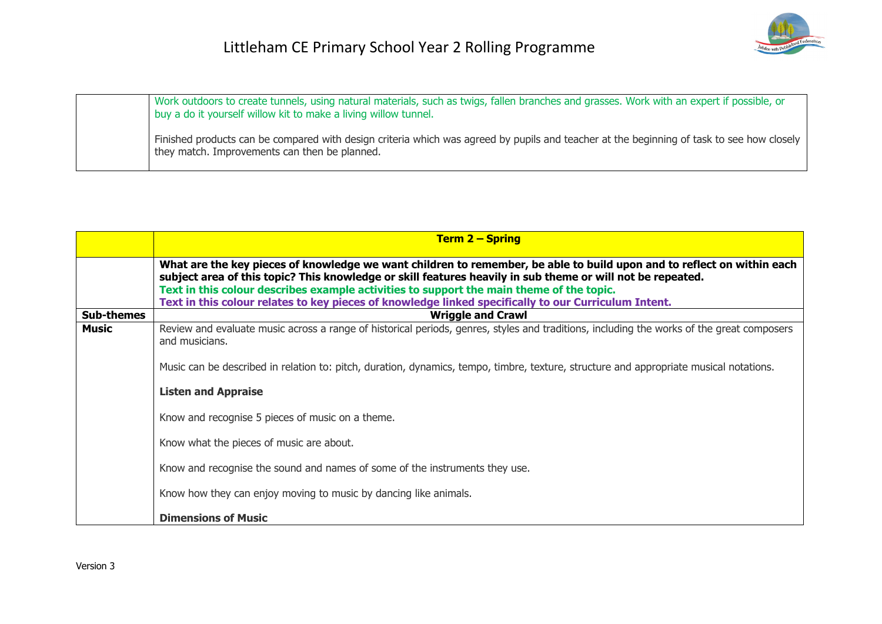| | |
|---|---|
| | Work outdoors to create tunnels, using natural materials, such as twigs, fallen branches and grasses. Work with an expert if possible, or buy a do it yourself willow kit to make a living willow tunnel.<br><br>Finished products can be compared with design criteria which was agreed by pupils and teacher at the beginning of task to see how closely they match. Improvements can then be planned. |

| | **Term 2 – Spring** |
|---|---|
| | **What are the key pieces of knowledge we want children to remember, be able to build upon and to reflect on within each subject area of this topic? This knowledge or skill features heavily in sub theme or will not be repeated.**<br>**Text in this colour describes example activities to support the main theme of the topic.**<br>**Text in this colour relates to key pieces of knowledge linked specifically to our Curriculum Intent.** |
| **Sub-themes** | **Wriggle and Crawl** |
| **Music** | Review and evaluate music across a range of historical periods, genres, styles and traditions, including the works of the great composers and musicians.<br><br>Music can be described in relation to: pitch, duration, dynamics, tempo, timbre, texture, structure and appropriate musical notations.<br><br>**Listen and Appraise**<br><br>Know and recognise 5 pieces of music on a theme.<br><br>Know what the pieces of music are about.<br><br>Know and recognise the sound and names of some of the instruments they use.<br><br>Know how they can enjoy moving to music by dancing like animals.<br><br>**Dimensions of Music** |

Version 3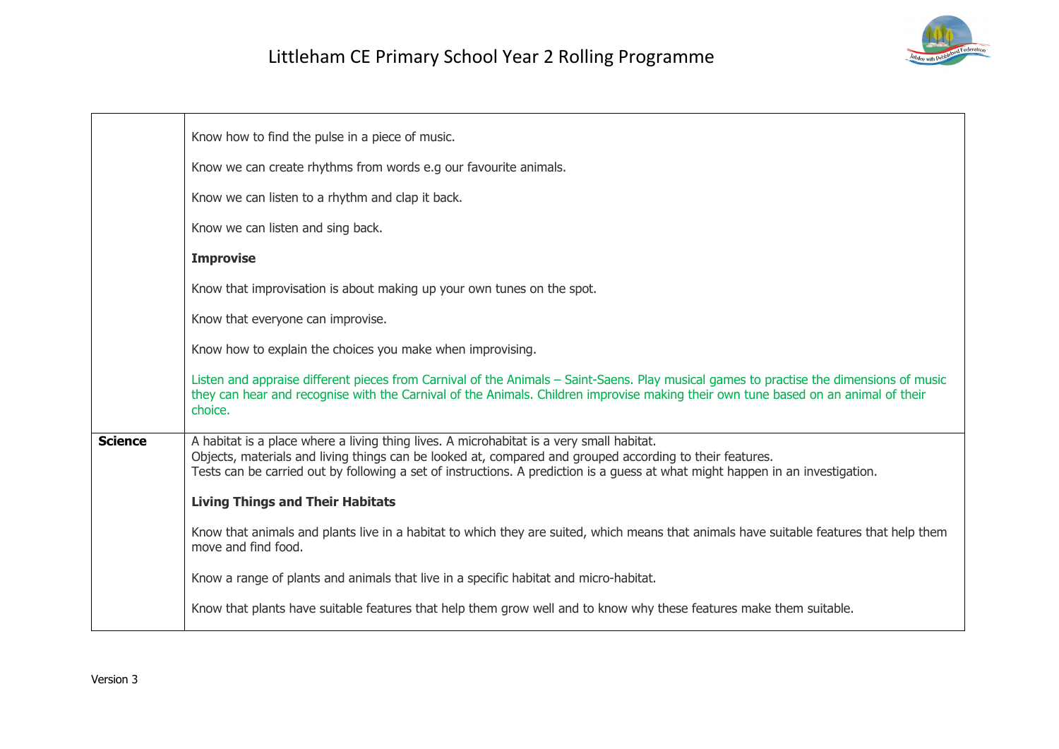| | |
|---|---|
| | Know how to find the pulse in a piece of music.<br><br>Know we can create rhythms from words e.g our favourite animals.<br><br>Know we can listen to a rhythm and clap it back.<br><br>Know we can listen and sing back.<br><br>**Improvise**<br><br>Know that improvisation is about making up your own tunes on the spot.<br><br>Know that everyone can improvise.<br><br>Know how to explain the choices you make when improvising.<br><br>Listen and appraise different pieces from Carnival of the Animals – Saint-Saens. Play musical games to practise the dimensions of music they can hear and recognise with the Carnival of the Animals. Children improvise making their own tune based on an animal of their choice. |
| **Science** | A habitat is a place where a living thing lives. A microhabitat is a very small habitat.<br>Objects, materials and living things can be looked at, compared and grouped according to their features.<br>Tests can be carried out by following a set of instructions. A prediction is a guess at what might happen in an investigation.<br><br>**Living Things and Their Habitats**<br><br>Know that animals and plants live in a habitat to which they are suited, which means that animals have suitable features that help them move and find food.<br><br>Know a range of plants and animals that live in a specific habitat and micro-habitat.<br><br>Know that plants have suitable features that help them grow well and to know why these features make them suitable. |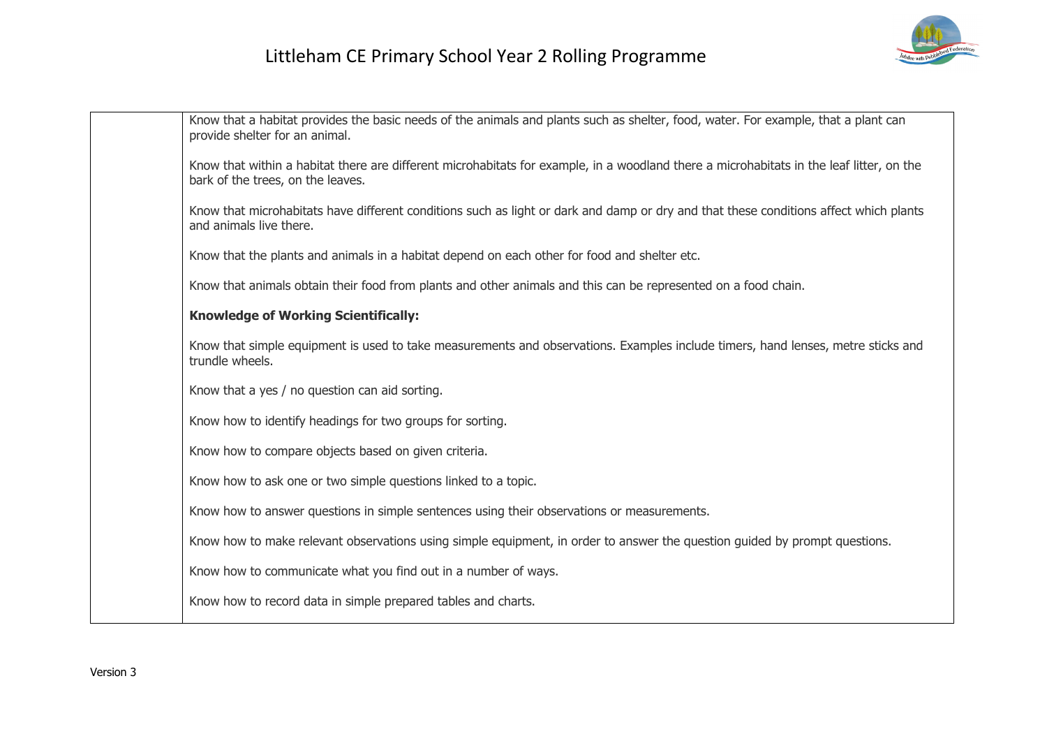| | |
|---|---|
| | Know that a habitat provides the basic needs of the animals and plants such as shelter, food, water. For example, that a plant can provide shelter for an animal.<br><br>Know that within a habitat there are different microhabitats for example, in a woodland there a microhabitats in the leaf litter, on the bark of the trees, on the leaves.<br><br>Know that microhabitats have different conditions such as light or dark and damp or dry and that these conditions affect which plants and animals live there.<br><br>Know that the plants and animals in a habitat depend on each other for food and shelter etc.<br><br>Know that animals obtain their food from plants and other animals and this can be represented on a food chain.<br><br>**Knowledge of Working Scientifically:**<br><br>Know that simple equipment is used to take measurements and observations. Examples include timers, hand lenses, metre sticks and trundle wheels.<br><br>Know that a yes / no question can aid sorting.<br><br>Know how to identify headings for two groups for sorting.<br><br>Know how to compare objects based on given criteria.<br><br>Know how to ask one or two simple questions linked to a topic.<br><br>Know how to answer questions in simple sentences using their observations or measurements.<br><br>Know how to make relevant observations using simple equipment, in order to answer the question guided by prompt questions.<br><br>Know how to communicate what you find out in a number of ways.<br><br>Know how to record data in simple prepared tables and charts. |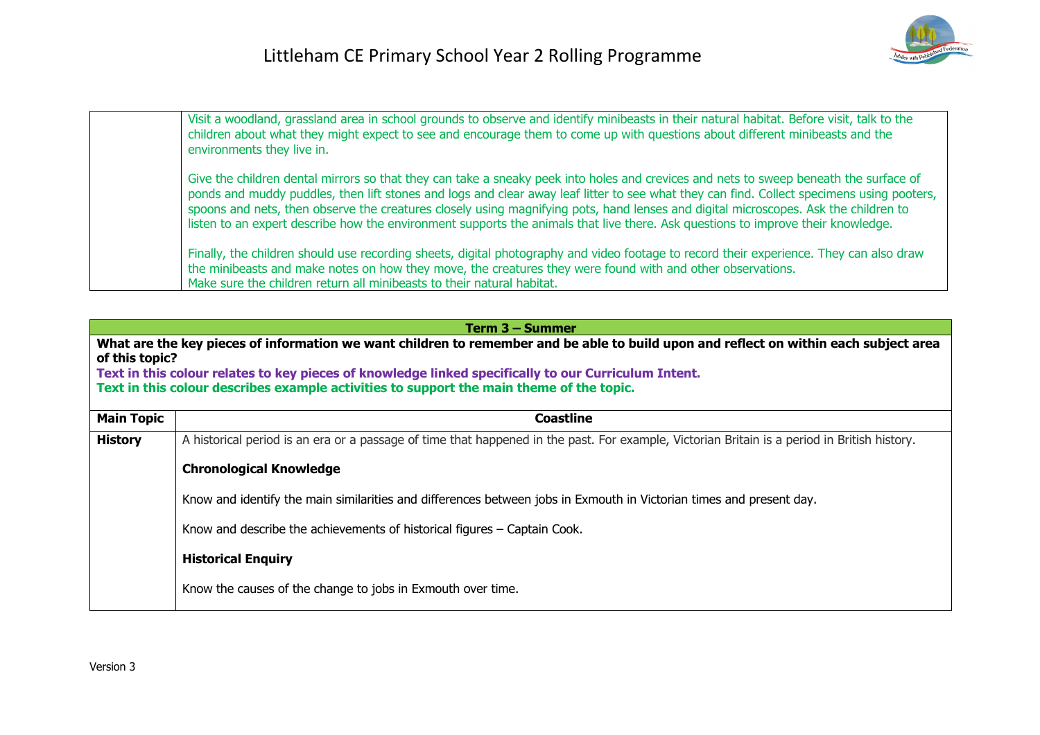|  | Visit a woodland, grassland area in school grounds to observe and identify minibeasts in their natural habitat. Before visit, talk to the children about what they might expect to see and encourage them to come up with questions about different minibeasts and the environments they live in.<br><br>Give the children dental mirrors so that they can take a sneaky peek into holes and crevices and nets to sweep beneath the surface of ponds and muddy puddles, then lift stones and logs and clear away leaf litter to see what they can find. Collect specimens using pooters, spoons and nets, then observe the creatures closely using magnifying pots, hand lenses and digital microscopes. Ask the children to listen to an expert describe how the environment supports the animals that live there. Ask questions to improve their knowledge.<br><br>Finally, the children should use recording sheets, digital photography and video footage to record their experience. They can also draw the minibeasts and make notes on how they move, the creatures they were found with and other observations.<br>Make sure the children return all minibeasts to their natural habitat. |
|---|---|

| **Term 3 – Summer** | |
|---|---|
| **What are the key pieces of information we want children to remember and be able to build upon and reflect on within each subject area of this topic?**<br>**Text in this colour relates to key pieces of knowledge linked specifically to our Curriculum Intent.**<br>**Text in this colour describes example activities to support the main theme of the topic.** | |
| **Main Topic** | **Coastline** |
| **History** | A historical period is an era or a passage of time that happened in the past. For example, Victorian Britain is a period in British history.<br><br>**Chronological Knowledge**<br><br>Know and identify the main similarities and differences between jobs in Exmouth in Victorian times and present day.<br><br>Know and describe the achievements of historical figures – Captain Cook.<br><br>**Historical Enquiry**<br><br>Know the causes of the change to jobs in Exmouth over time. |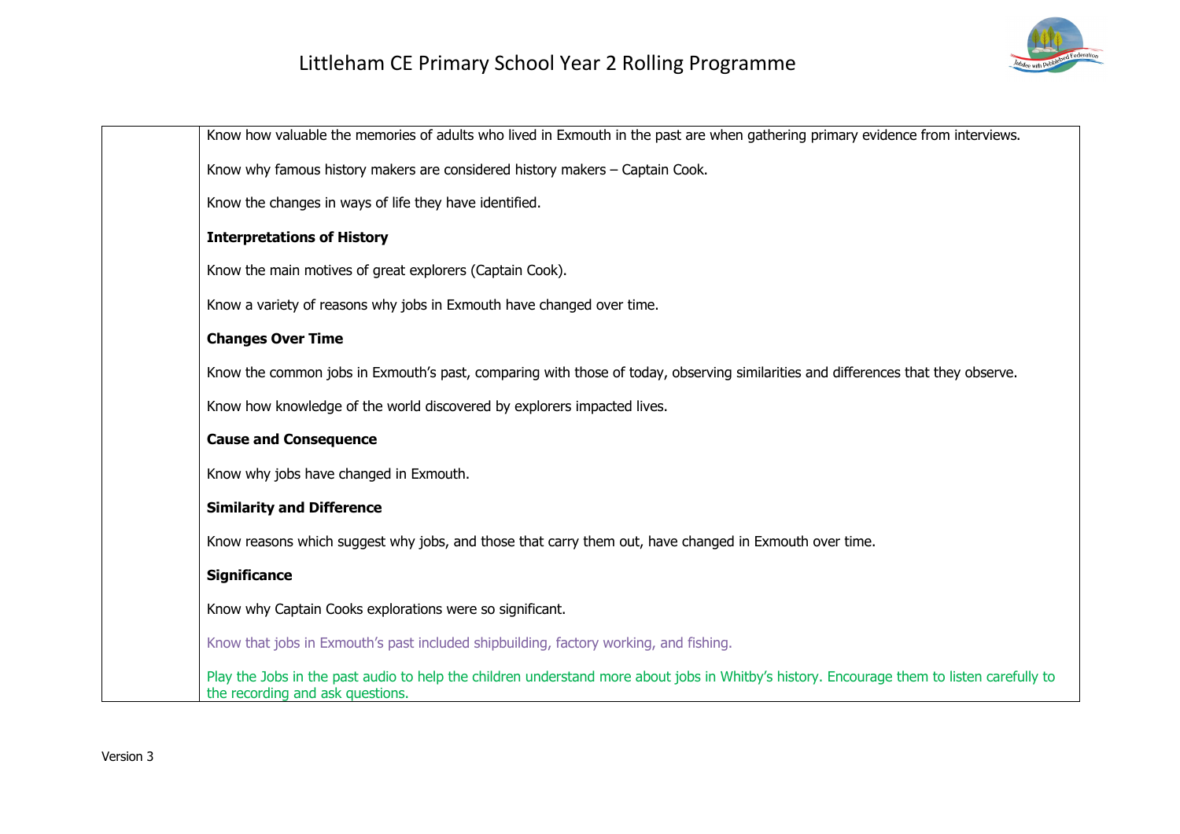| | |
|---|---|
| | Know how valuable the memories of adults who lived in Exmouth in the past are when gathering primary evidence from interviews.<br><br>Know why famous history makers are considered history makers – Captain Cook.<br><br>Know the changes in ways of life they have identified.<br><br>**Interpretations of History**<br><br>Know the main motives of great explorers (Captain Cook).<br><br>Know a variety of reasons why jobs in Exmouth have changed over time.<br><br>**Changes Over Time**<br><br>Know the common jobs in Exmouth's past, comparing with those of today, observing similarities and differences that they observe.<br><br>Know how knowledge of the world discovered by explorers impacted lives.<br><br>**Cause and Consequence**<br><br>Know why jobs have changed in Exmouth.<br><br>**Similarity and Difference**<br><br>Know reasons which suggest why jobs, and those that carry them out, have changed in Exmouth over time.<br><br>**Significance**<br><br>Know why Captain Cooks explorations were so significant.<br><br>Know that jobs in Exmouth's past included shipbuilding, factory working, and fishing.<br><br>Play the Jobs in the past audio to help the children understand more about jobs in Whitby's history. Encourage them to listen carefully to the recording and ask questions. |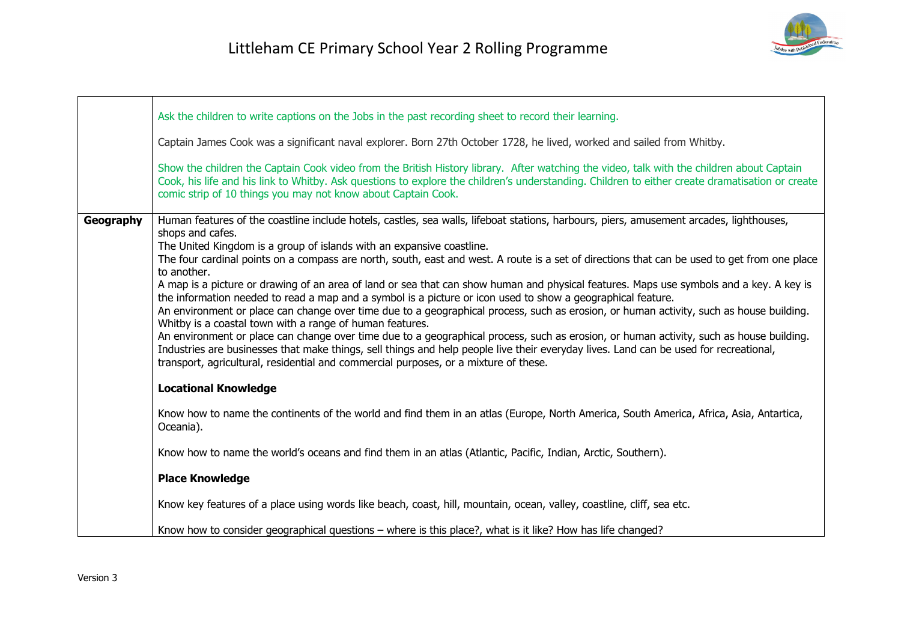| | |
|---|---|
| | Ask the children to write captions on the Jobs in the past recording sheet to record their learning.<br><br>Captain James Cook was a significant naval explorer. Born 27th October 1728, he lived, worked and sailed from Whitby.<br><br>Show the children the Captain Cook video from the British History library. After watching the video, talk with the children about Captain Cook, his life and his link to Whitby. Ask questions to explore the children's understanding. Children to either create dramatisation or create comic strip of 10 things you may not know about Captain Cook. |
| **Geography** | Human features of the coastline include hotels, castles, sea walls, lifeboat stations, harbours, piers, amusement arcades, lighthouses, shops and cafes.<br>The United Kingdom is a group of islands with an expansive coastline.<br>The four cardinal points on a compass are north, south, east and west. A route is a set of directions that can be used to get from one place to another.<br>A map is a picture or drawing of an area of land or sea that can show human and physical features. Maps use symbols and a key. A key is the information needed to read a map and a symbol is a picture or icon used to show a geographical feature.<br>An environment or place can change over time due to a geographical process, such as erosion, or human activity, such as house building. Whitby is a coastal town with a range of human features.<br>An environment or place can change over time due to a geographical process, such as erosion, or human activity, such as house building. Industries are businesses that make things, sell things and help people live their everyday lives. Land can be used for recreational, transport, agricultural, residential and commercial purposes, or a mixture of these.<br><br>**Locational Knowledge**<br><br>Know how to name the continents of the world and find them in an atlas (Europe, North America, South America, Africa, Asia, Antartica, Oceania).<br><br>Know how to name the world's oceans and find them in an atlas (Atlantic, Pacific, Indian, Arctic, Southern).<br><br>**Place Knowledge**<br><br>Know key features of a place using words like beach, coast, hill, mountain, ocean, valley, coastline, cliff, sea etc.<br><br>Know how to consider geographical questions – where is this place?, what is it like? How has life changed? |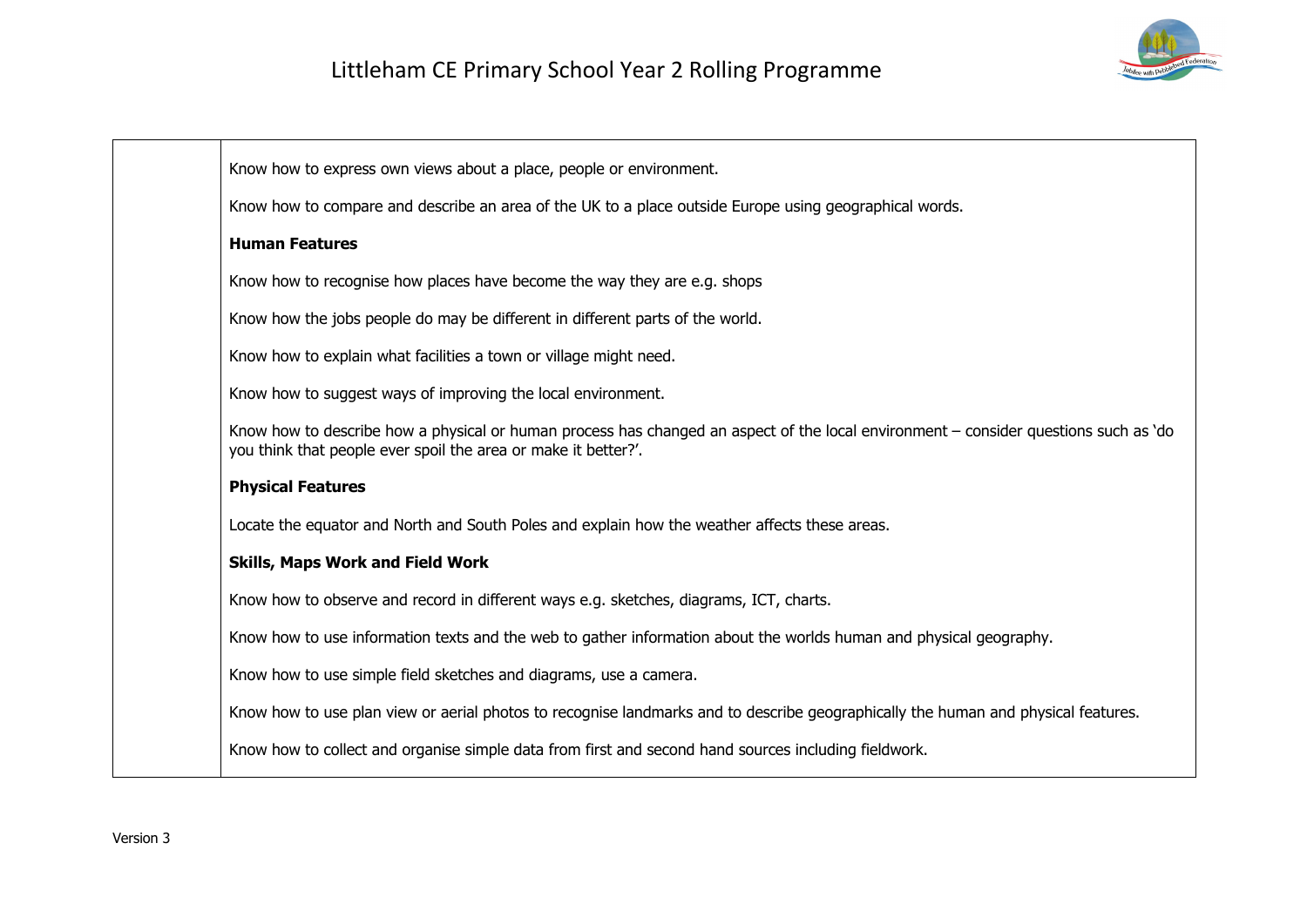| | |
|---|---|
| | Know how to express own views about a place, people or environment.<br><br>Know how to compare and describe an area of the UK to a place outside Europe using geographical words.<br><br>**Human Features**<br><br>Know how to recognise how places have become the way they are e.g. shops<br><br>Know how the jobs people do may be different in different parts of the world.<br><br>Know how to explain what facilities a town or village might need.<br><br>Know how to suggest ways of improving the local environment.<br><br>Know how to describe how a physical or human process has changed an aspect of the local environment – consider questions such as 'do you think that people ever spoil the area or make it better?'.<br><br>**Physical Features**<br><br>Locate the equator and North and South Poles and explain how the weather affects these areas.<br><br>**Skills, Maps Work and Field Work**<br><br>Know how to observe and record in different ways e.g. sketches, diagrams, ICT, charts.<br><br>Know how to use information texts and the web to gather information about the worlds human and physical geography.<br><br>Know how to use simple field sketches and diagrams, use a camera.<br><br>Know how to use plan view or aerial photos to recognise landmarks and to describe geographically the human and physical features.<br><br>Know how to collect and organise simple data from first and second hand sources including fieldwork. |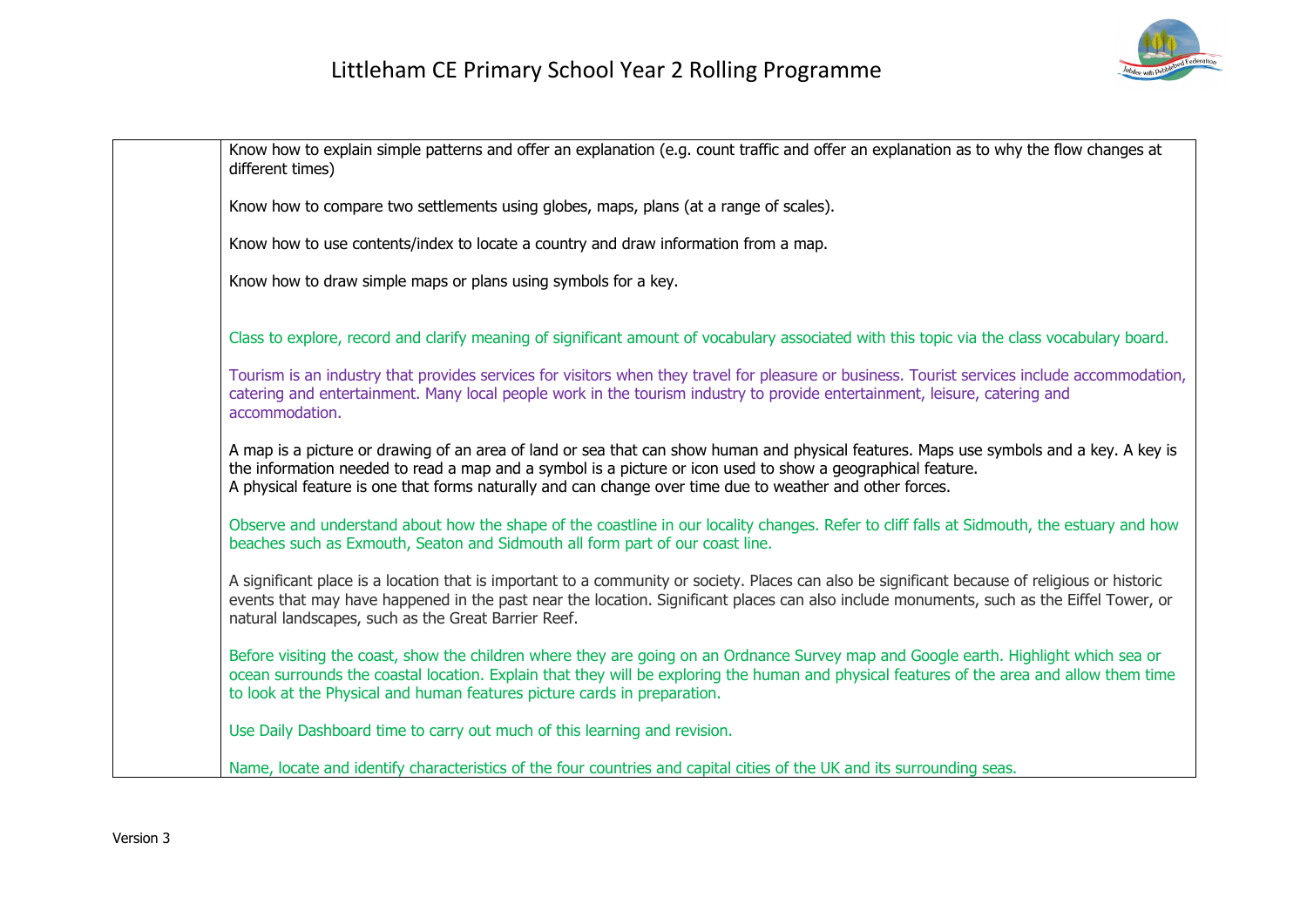| | |
|---|---|
| | Know how to explain simple patterns and offer an explanation (e.g. count traffic and offer an explanation as to why the flow changes at different times)<br><br>Know how to compare two settlements using globes, maps, plans (at a range of scales).<br><br>Know how to use contents/index to locate a country and draw information from a map.<br><br>Know how to draw simple maps or plans using symbols for a key.<br><br>Class to explore, record and clarify meaning of significant amount of vocabulary associated with this topic via the class vocabulary board.<br><br>Tourism is an industry that provides services for visitors when they travel for pleasure or business. Tourist services include accommodation, catering and entertainment. Many local people work in the tourism industry to provide entertainment, leisure, catering and accommodation.<br><br>A map is a picture or drawing of an area of land or sea that can show human and physical features. Maps use symbols and a key. A key is the information needed to read a map and a symbol is a picture or icon used to show a geographical feature.<br>A physical feature is one that forms naturally and can change over time due to weather and other forces.<br><br>Observe and understand about how the shape of the coastline in our locality changes. Refer to cliff falls at Sidmouth, the estuary and how beaches such as Exmouth, Seaton and Sidmouth all form part of our coast line.<br><br>A significant place is a location that is important to a community or society. Places can also be significant because of religious or historic events that may have happened in the past near the location. Significant places can also include monuments, such as the Eiffel Tower, or natural landscapes, such as the Great Barrier Reef.<br><br>Before visiting the coast, show the children where they are going on an Ordnance Survey map and Google earth. Highlight which sea or ocean surrounds the coastal location. Explain that they will be exploring the human and physical features of the area and allow them time to look at the Physical and human features picture cards in preparation.<br><br>Use Daily Dashboard time to carry out much of this learning and revision.<br><br>Name, locate and identify characteristics of the four countries and capital cities of the UK and its surrounding seas. |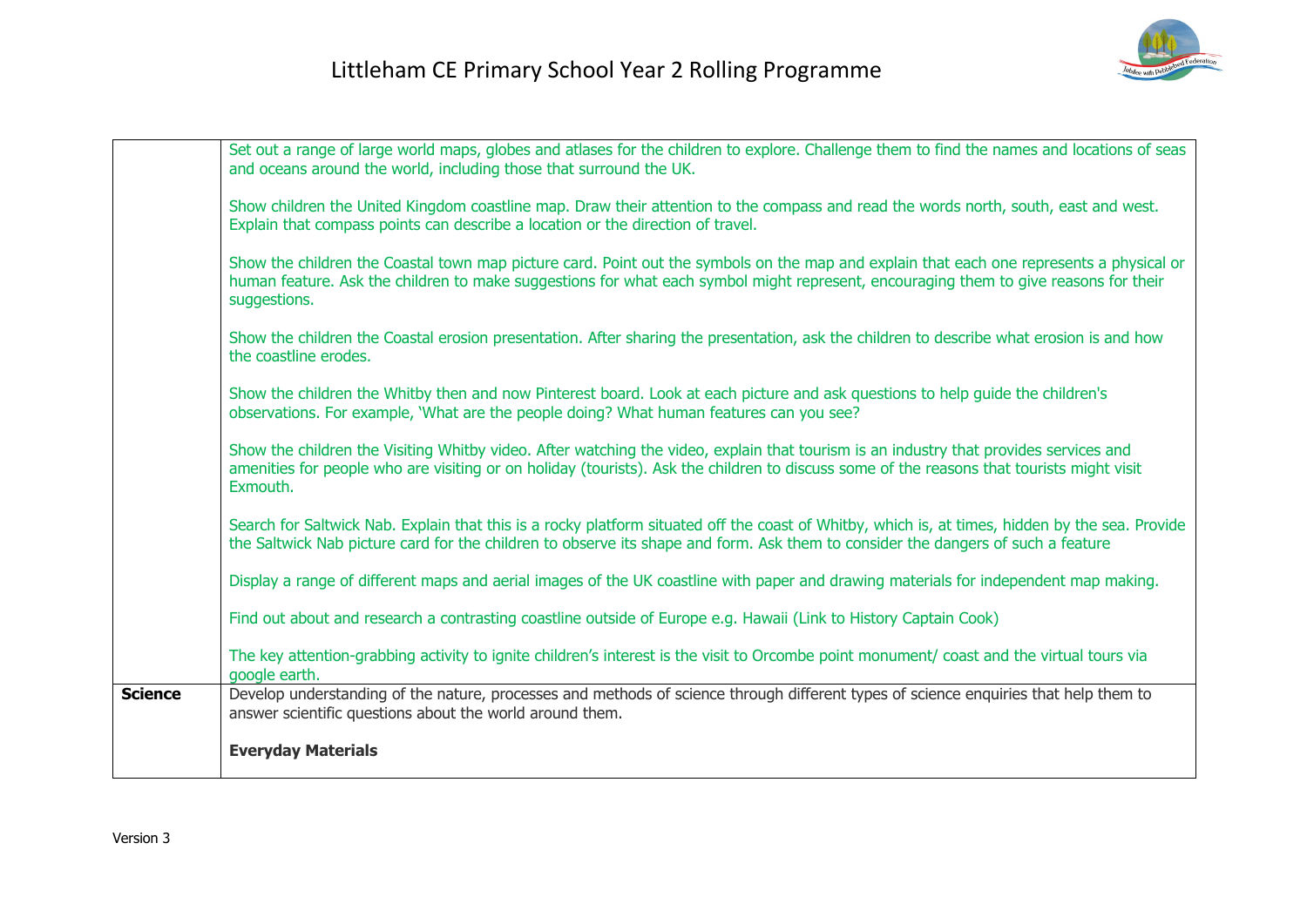| | |
|---|---|
| | Set out a range of large world maps, globes and atlases for the children to explore. Challenge them to find the names and locations of seas and oceans around the world, including those that surround the UK.<br><br>Show children the United Kingdom coastline map. Draw their attention to the compass and read the words north, south, east and west. Explain that compass points can describe a location or the direction of travel.<br><br>Show the children the Coastal town map picture card. Point out the symbols on the map and explain that each one represents a physical or human feature. Ask the children to make suggestions for what each symbol might represent, encouraging them to give reasons for their suggestions.<br><br>Show the children the Coastal erosion presentation. After sharing the presentation, ask the children to describe what erosion is and how the coastline erodes.<br><br>Show the children the Whitby then and now Pinterest board. Look at each picture and ask questions to help guide the children's observations. For example, 'What are the people doing? What human features can you see?<br><br>Show the children the Visiting Whitby video. After watching the video, explain that tourism is an industry that provides services and amenities for people who are visiting or on holiday (tourists). Ask the children to discuss some of the reasons that tourists might visit Exmouth.<br><br>Search for Saltwick Nab. Explain that this is a rocky platform situated off the coast of Whitby, which is, at times, hidden by the sea. Provide the Saltwick Nab picture card for the children to observe its shape and form. Ask them to consider the dangers of such a feature<br><br>Display a range of different maps and aerial images of the UK coastline with paper and drawing materials for independent map making.<br><br>Find out about and research a contrasting coastline outside of Europe e.g. Hawaii (Link to History Captain Cook)<br><br>The key attention-grabbing activity to ignite children's interest is the visit to Orcombe point monument/ coast and the virtual tours via google earth. |
| **Science** | Develop understanding of the nature, processes and methods of science through different types of science enquiries that help them to answer scientific questions about the world around them.<br><br>**Everyday Materials** |

Version 3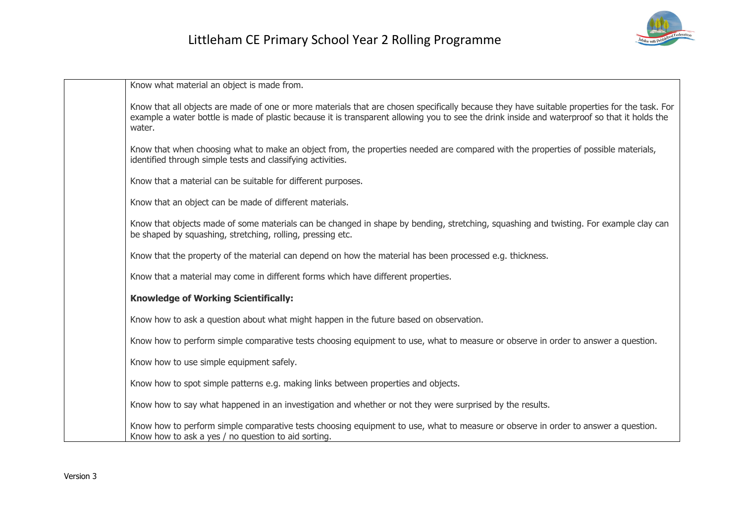| | |
|---|---|
| | Know what material an object is made from.<br><br>Know that all objects are made of one or more materials that are chosen specifically because they have suitable properties for the task. For example a water bottle is made of plastic because it is transparent allowing you to see the drink inside and waterproof so that it holds the water.<br><br>Know that when choosing what to make an object from, the properties needed are compared with the properties of possible materials, identified through simple tests and classifying activities.<br><br>Know that a material can be suitable for different purposes.<br><br>Know that an object can be made of different materials.<br><br>Know that objects made of some materials can be changed in shape by bending, stretching, squashing and twisting. For example clay can be shaped by squashing, stretching, rolling, pressing etc.<br><br>Know that the property of the material can depend on how the material has been processed e.g. thickness.<br><br>Know that a material may come in different forms which have different properties.<br><br>**Knowledge of Working Scientifically:**<br><br>Know how to ask a question about what might happen in the future based on observation.<br><br>Know how to perform simple comparative tests choosing equipment to use, what to measure or observe in order to answer a question.<br><br>Know how to use simple equipment safely.<br><br>Know how to spot simple patterns e.g. making links between properties and objects.<br><br>Know how to say what happened in an investigation and whether or not they were surprised by the results.<br><br>Know how to perform simple comparative tests choosing equipment to use, what to measure or observe in order to answer a question.<br>Know how to ask a yes / no question to aid sorting. |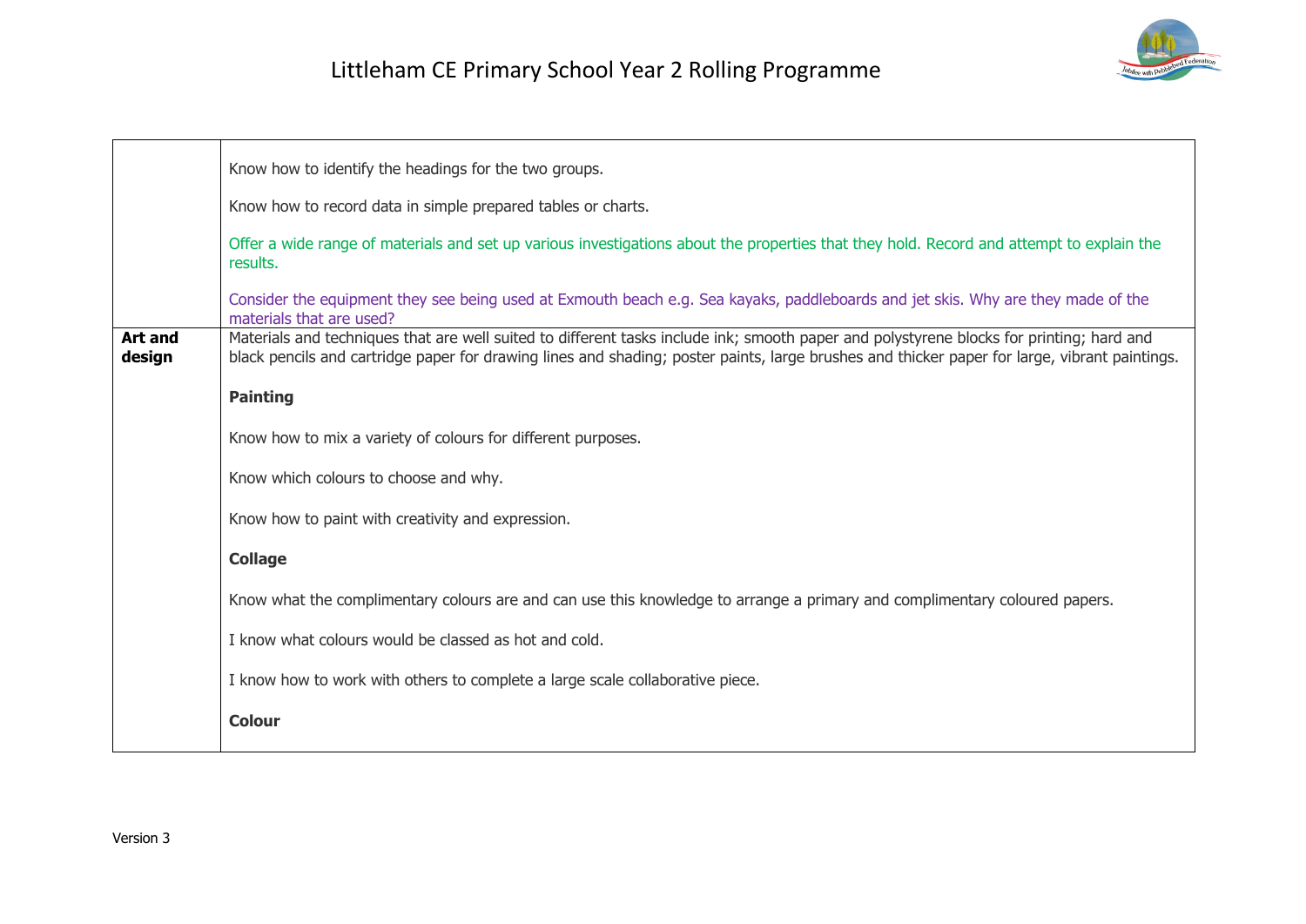| | |
|---|---|
| | Know how to identify the headings for the two groups.<br><br>Know how to record data in simple prepared tables or charts.<br><br>Offer a wide range of materials and set up various investigations about the properties that they hold. Record and attempt to explain the results.<br><br>Consider the equipment they see being used at Exmouth beach e.g. Sea kayaks, paddleboards and jet skis. Why are they made of the materials that are used? |
| **Art and design** | Materials and techniques that are well suited to different tasks include ink; smooth paper and polystyrene blocks for printing; hard and black pencils and cartridge paper for drawing lines and shading; poster paints, large brushes and thicker paper for large, vibrant paintings.<br><br>**Painting**<br><br>Know how to mix a variety of colours for different purposes.<br><br>Know which colours to choose and why.<br><br>Know how to paint with creativity and expression.<br><br>**Collage**<br><br>Know what the complimentary colours are and can use this knowledge to arrange a primary and complimentary coloured papers.<br><br>I know what colours would be classed as hot and cold.<br><br>I know how to work with others to complete a large scale collaborative piece.<br><br>**Colour** |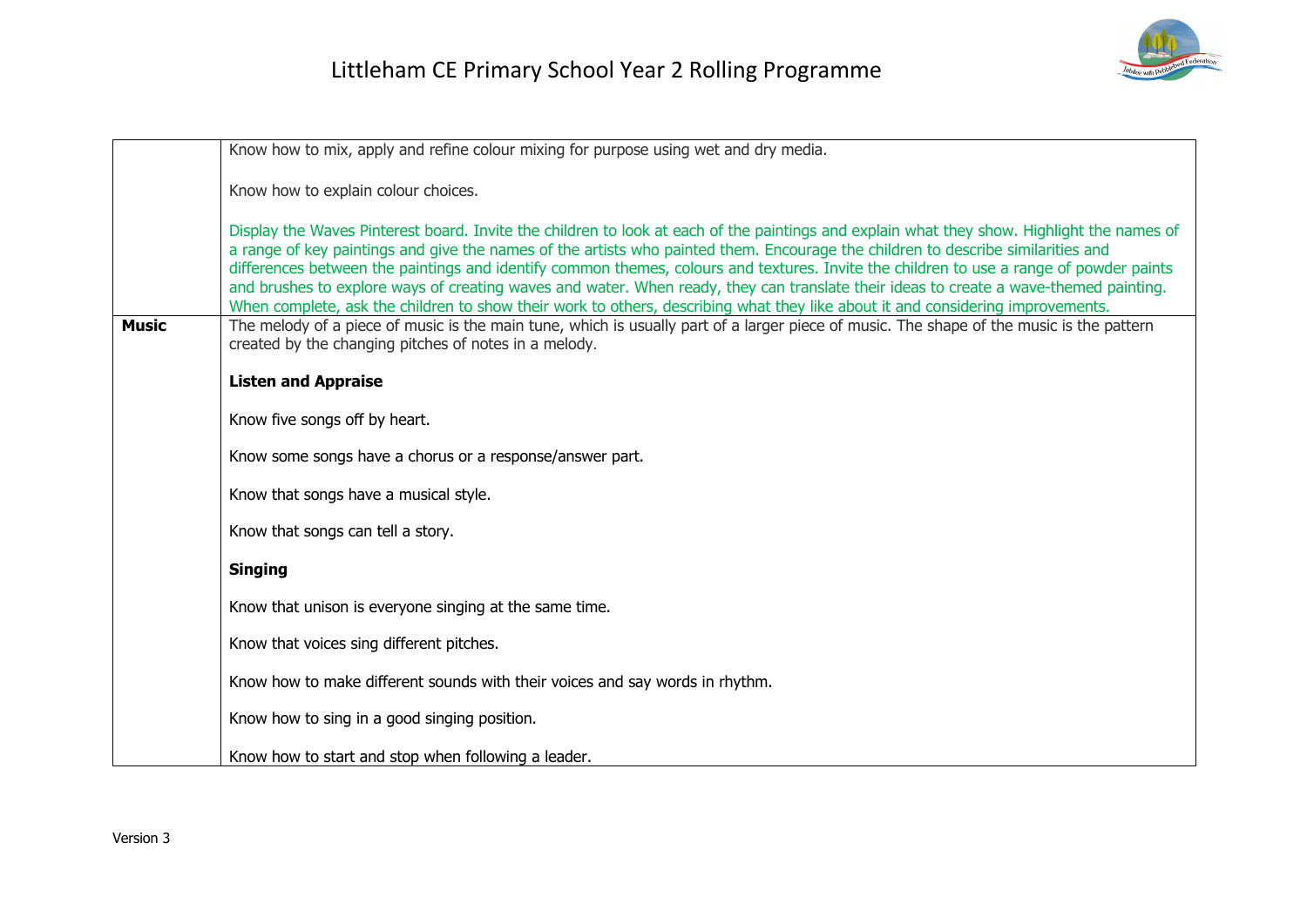| | |
|---|---|
| | Know how to mix, apply and refine colour mixing for purpose using wet and dry media.<br><br>Know how to explain colour choices.<br><br>Display the Waves Pinterest board. Invite the children to look at each of the paintings and explain what they show. Highlight the names of a range of key paintings and give the names of the artists who painted them. Encourage the children to describe similarities and differences between the paintings and identify common themes, colours and textures. Invite the children to use a range of powder paints and brushes to explore ways of creating waves and water. When ready, they can translate their ideas to create a wave-themed painting. When complete, ask the children to show their work to others, describing what they like about it and considering improvements. |
| **Music** | The melody of a piece of music is the main tune, which is usually part of a larger piece of music. The shape of the music is the pattern created by the changing pitches of notes in a melody.<br><br>**Listen and Appraise**<br><br>Know five songs off by heart.<br><br>Know some songs have a chorus or a response/answer part.<br><br>Know that songs have a musical style.<br><br>Know that songs can tell a story.<br><br>**Singing**<br><br>Know that unison is everyone singing at the same time.<br><br>Know that voices sing different pitches.<br><br>Know how to make different sounds with their voices and say words in rhythm.<br><br>Know how to sing in a good singing position.<br><br>Know how to start and stop when following a leader. |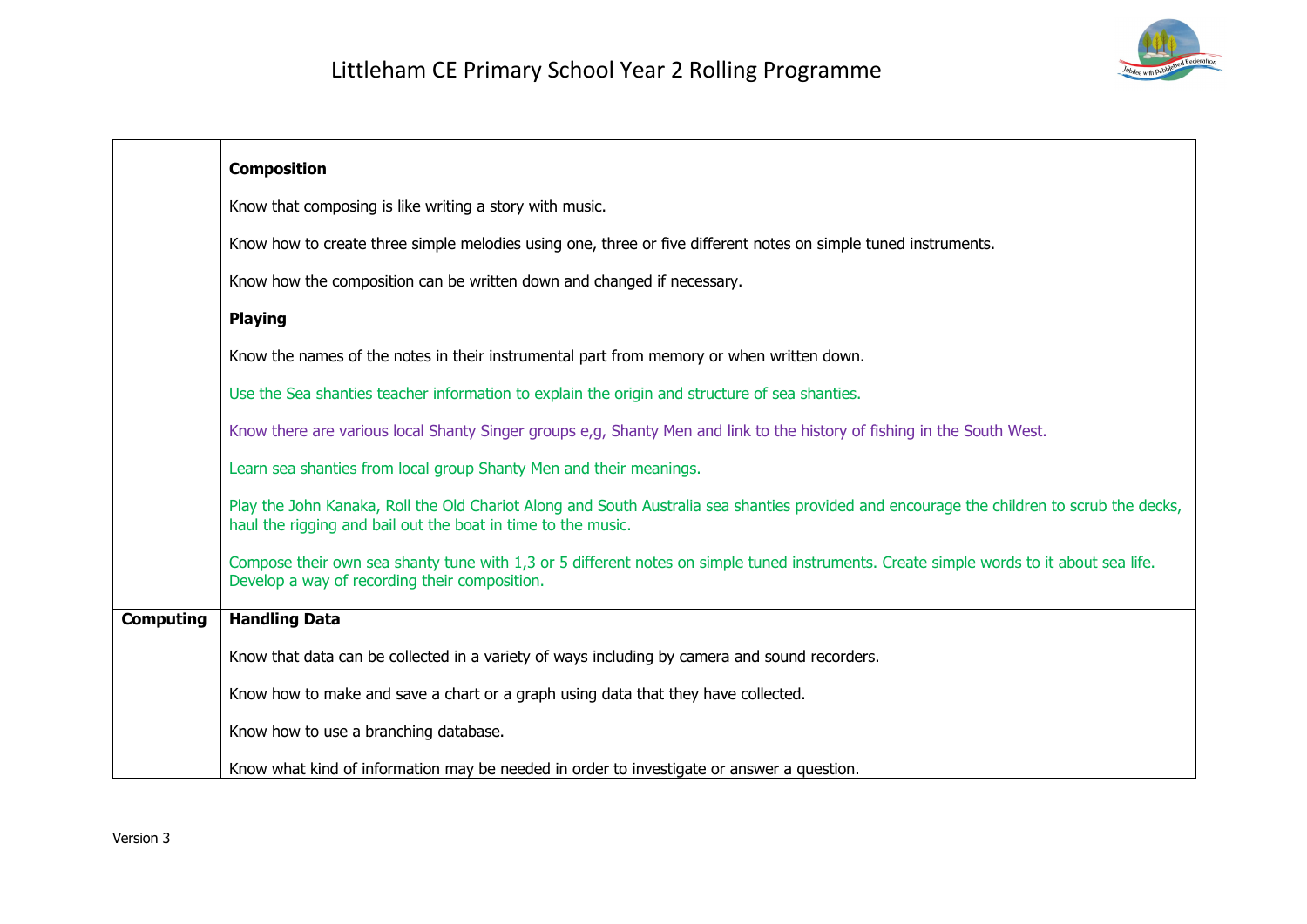| | |
|---|---|
| | **Composition**<br><br>Know that composing is like writing a story with music.<br><br>Know how to create three simple melodies using one, three or five different notes on simple tuned instruments.<br><br>Know how the composition can be written down and changed if necessary.<br><br>**Playing**<br><br>Know the names of the notes in their instrumental part from memory or when written down.<br><br>Use the Sea shanties teacher information to explain the origin and structure of sea shanties.<br><br>Know there are various local Shanty Singer groups e,g, Shanty Men and link to the history of fishing in the South West.<br><br>Learn sea shanties from local group Shanty Men and their meanings.<br><br>Play the John Kanaka, Roll the Old Chariot Along and South Australia sea shanties provided and encourage the children to scrub the decks, haul the rigging and bail out the boat in time to the music.<br><br>Compose their own sea shanty tune with 1,3 or 5 different notes on simple tuned instruments. Create simple words to it about sea life. Develop a way of recording their composition. |
| **Computing** | **Handling Data**<br><br>Know that data can be collected in a variety of ways including by camera and sound recorders.<br><br>Know how to make and save a chart or a graph using data that they have collected.<br><br>Know how to use a branching database.<br><br>Know what kind of information may be needed in order to investigate or answer a question. |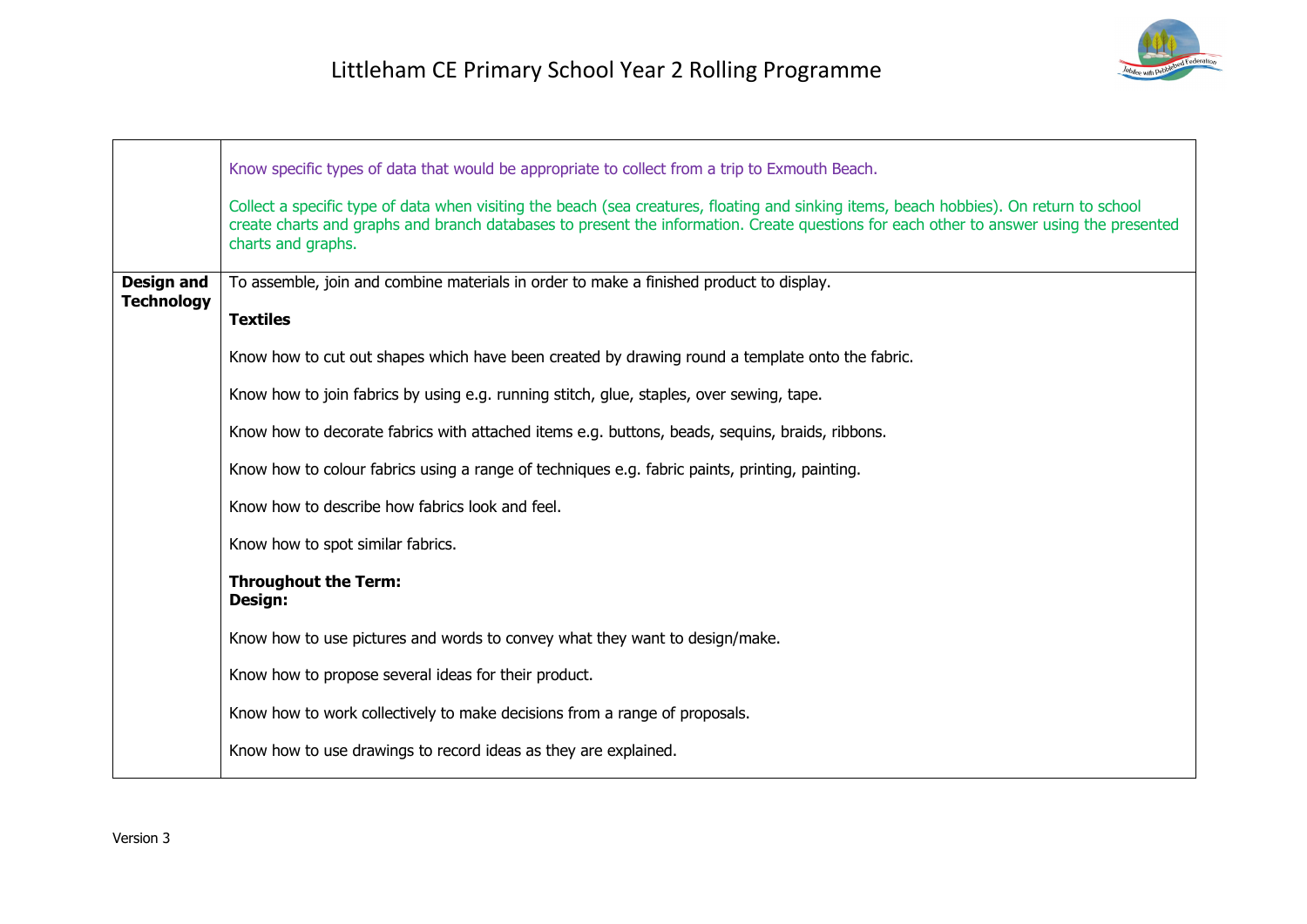| | |
|---|---|
| | Know specific types of data that would be appropriate to collect from a trip to Exmouth Beach.<br><br>Collect a specific type of data when visiting the beach (sea creatures, floating and sinking items, beach hobbies). On return to school create charts and graphs and branch databases to present the information. Create questions for each other to answer using the presented charts and graphs. |
| **Design and Technology** | To assemble, join and combine materials in order to make a finished product to display.<br><br>**Textiles**<br><br>Know how to cut out shapes which have been created by drawing round a template onto the fabric.<br><br>Know how to join fabrics by using e.g. running stitch, glue, staples, over sewing, tape.<br><br>Know how to decorate fabrics with attached items e.g. buttons, beads, sequins, braids, ribbons.<br><br>Know how to colour fabrics using a range of techniques e.g. fabric paints, printing, painting.<br><br>Know how to describe how fabrics look and feel.<br><br>Know how to spot similar fabrics.<br><br>**Throughout the Term:**<br>**Design:**<br><br>Know how to use pictures and words to convey what they want to design/make.<br><br>Know how to propose several ideas for their product.<br><br>Know how to work collectively to make decisions from a range of proposals.<br><br>Know how to use drawings to record ideas as they are explained. |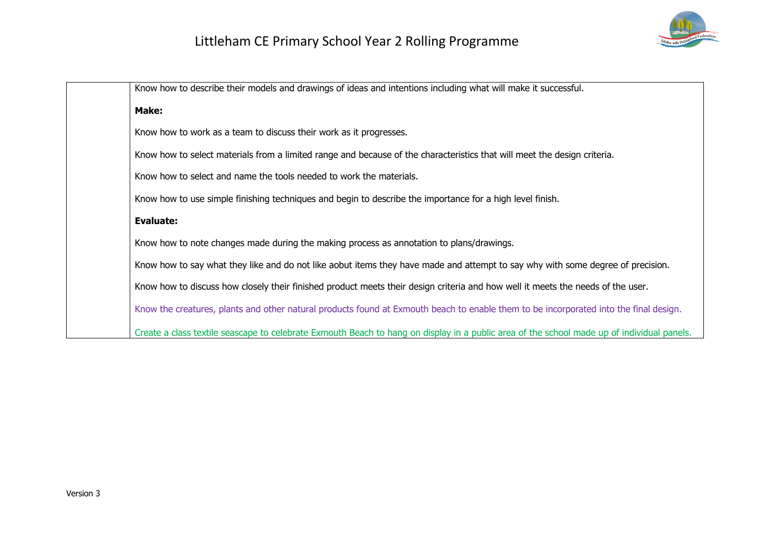| | |
|---|---|
| | Know how to describe their models and drawings of ideas and intentions including what will make it successful.<br><br>**Make:**<br><br>Know how to work as a team to discuss their work as it progresses.<br><br>Know how to select materials from a limited range and because of the characteristics that will meet the design criteria.<br><br>Know how to select and name the tools needed to work the materials.<br><br>Know how to use simple finishing techniques and begin to describe the importance for a high level finish.<br><br>**Evaluate:**<br><br>Know how to note changes made during the making process as annotation to plans/drawings.<br><br>Know how to say what they like and do not like aobut items they have made and attempt to say why with some degree of precision.<br><br>Know how to discuss how closely their finished product meets their design criteria and how well it meets the needs of the user.<br><br>Know the creatures, plants and other natural products found at Exmouth beach to enable them to be incorporated into the final design.<br><br>Create a class textile seascape to celebrate Exmouth Beach to hang on display in a public area of the school made up of individual panels. |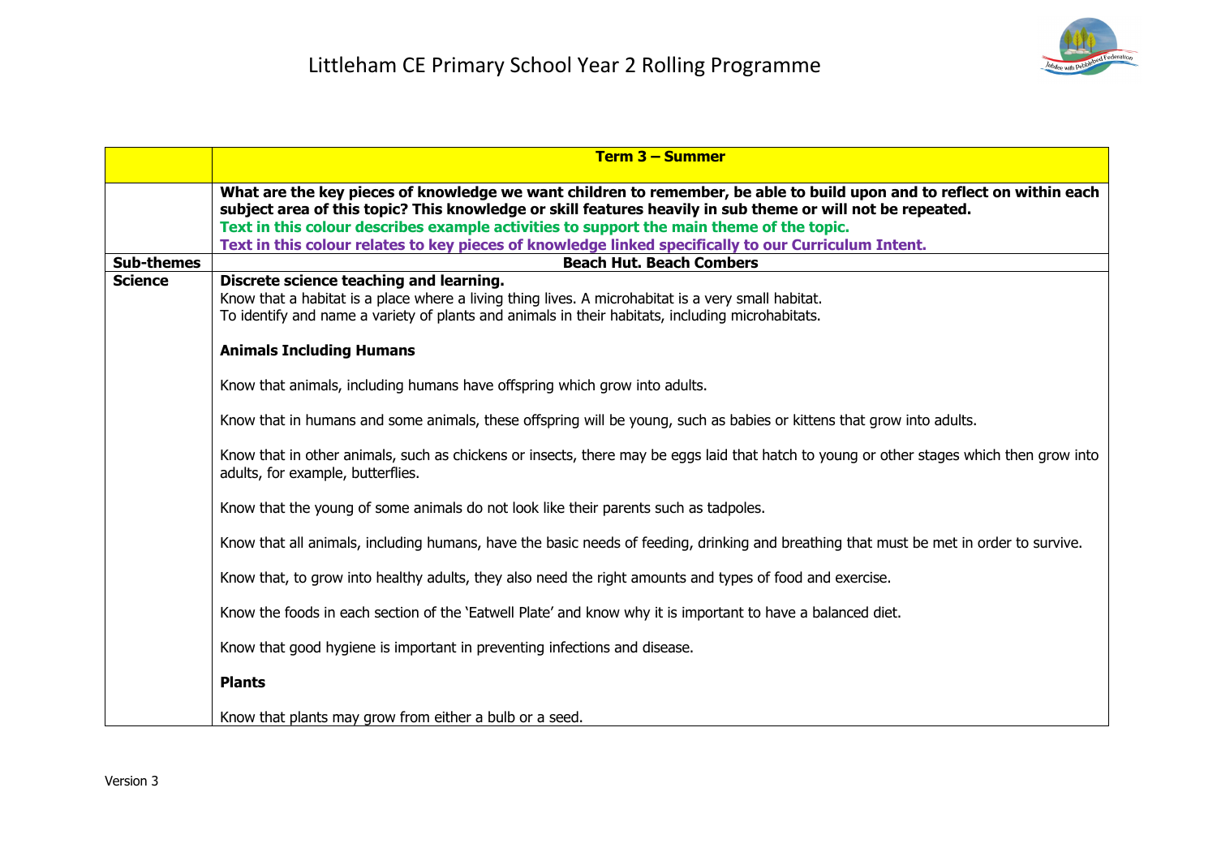# Littleham CE Primary School Year 2 Rolling Programme

| | **Term 3 – Summer** |
|---|---|
| | **What are the key pieces of knowledge we want children to remember, be able to build upon and to reflect on within each subject area of this topic? This knowledge or skill features heavily in sub theme or will not be repeated.** <br> **Text in this colour describes example activities to support the main theme of the topic.** <br> **Text in this colour relates to key pieces of knowledge linked specifically to our Curriculum Intent.** |
| **Sub-themes** | **Beach Hut. Beach Combers** |
| **Science** | **Discrete science teaching and learning.** <br> Know that a habitat is a place where a living thing lives. A microhabitat is a very small habitat. <br> To identify and name a variety of plants and animals in their habitats, including microhabitats. <br><br> **Animals Including Humans** <br><br> Know that animals, including humans have offspring which grow into adults. <br><br> Know that in humans and some animals, these offspring will be young, such as babies or kittens that grow into adults. <br><br> Know that in other animals, such as chickens or insects, there may be eggs laid that hatch to young or other stages which then grow into adults, for example, butterflies. <br><br> Know that the young of some animals do not look like their parents such as tadpoles. <br><br> Know that all animals, including humans, have the basic needs of feeding, drinking and breathing that must be met in order to survive. <br><br> Know that, to grow into healthy adults, they also need the right amounts and types of food and exercise. <br><br> Know the foods in each section of the 'Eatwell Plate' and know why it is important to have a balanced diet. <br><br> Know that good hygiene is important in preventing infections and disease. <br><br> **Plants** <br><br> Know that plants may grow from either a bulb or a seed. |

Version 3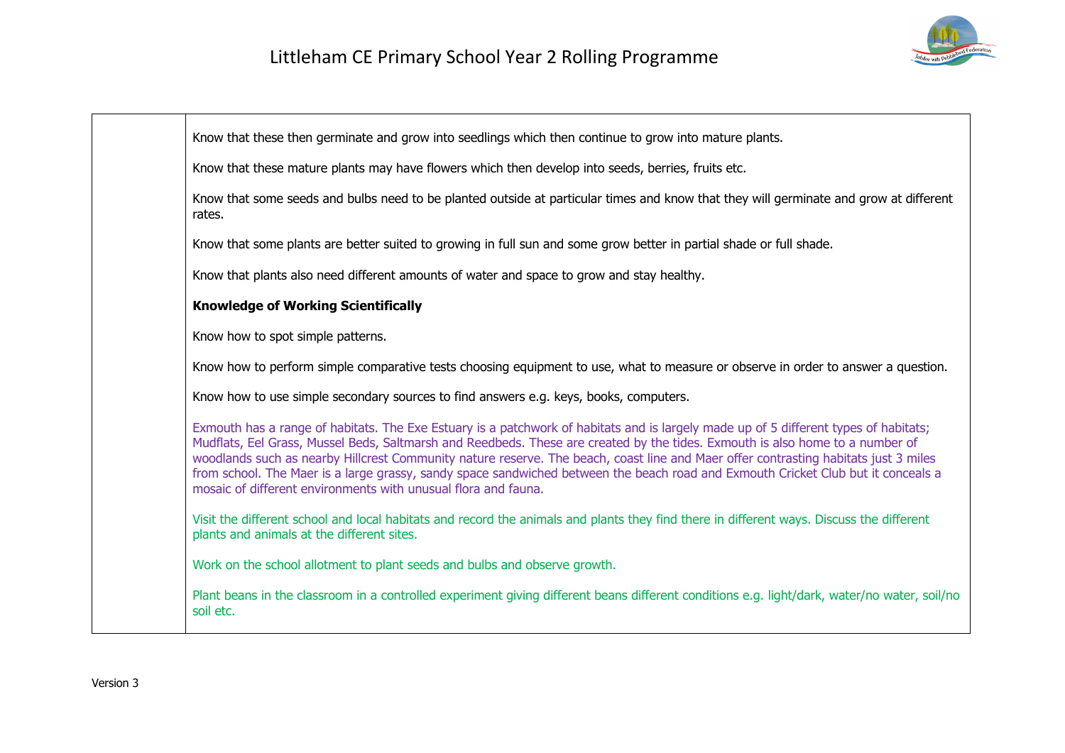| | |
|---|---|
| | Know that these then germinate and grow into seedlings which then continue to grow into mature plants.<br><br>Know that these mature plants may have flowers which then develop into seeds, berries, fruits etc.<br><br>Know that some seeds and bulbs need to be planted outside at particular times and know that they will germinate and grow at different rates.<br><br>Know that some plants are better suited to growing in full sun and some grow better in partial shade or full shade.<br><br>Know that plants also need different amounts of water and space to grow and stay healthy.<br><br>**Knowledge of Working Scientifically**<br><br>Know how to spot simple patterns.<br><br>Know how to perform simple comparative tests choosing equipment to use, what to measure or observe in order to answer a question.<br><br>Know how to use simple secondary sources to find answers e.g. keys, books, computers.<br><br>Exmouth has a range of habitats. The Exe Estuary is a patchwork of habitats and is largely made up of 5 different types of habitats; Mudflats, Eel Grass, Mussel Beds, Saltmarsh and Reedbeds. These are created by the tides. Exmouth is also home to a number of woodlands such as nearby Hillcrest Community nature reserve. The beach, coast line and Maer offer contrasting habitats just 3 miles from school. The Maer is a large grassy, sandy space sandwiched between the beach road and Exmouth Cricket Club but it conceals a mosaic of different environments with unusual flora and fauna.<br><br>Visit the different school and local habitats and record the animals and plants they find there in different ways. Discuss the different plants and animals at the different sites.<br><br>Work on the school allotment to plant seeds and bulbs and observe growth.<br><br>Plant beans in the classroom in a controlled experiment giving different beans different conditions e.g. light/dark, water/no water, soil/no soil etc. |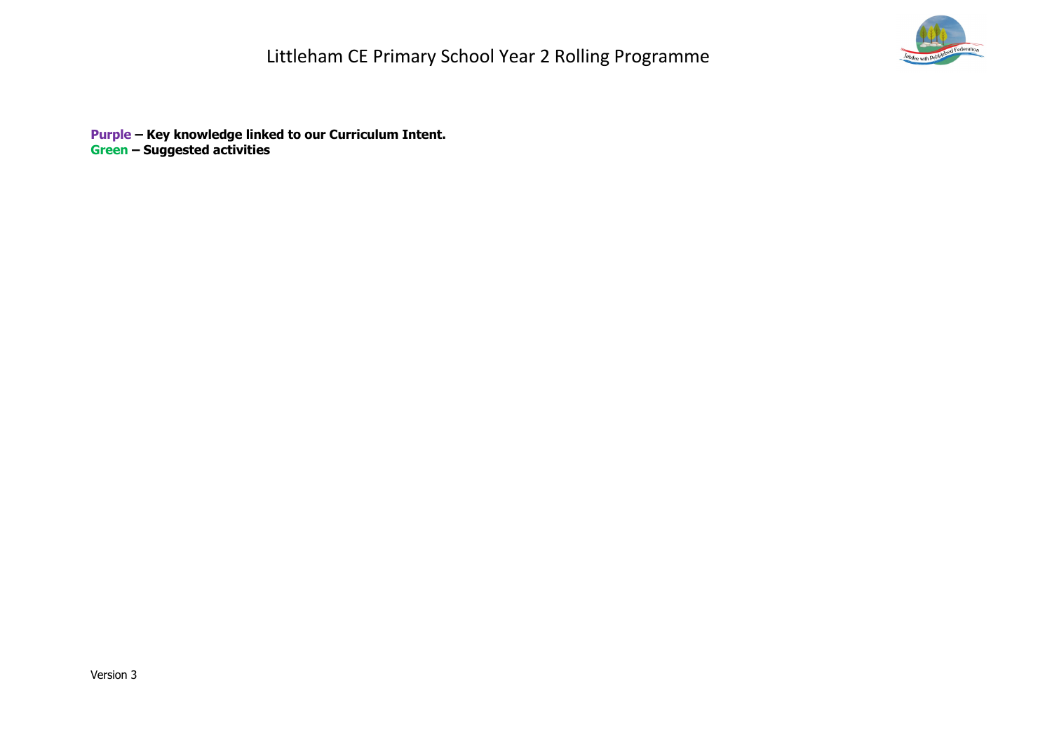**Purple – Key knowledge linked to our Curriculum Intent.**
**Green – Suggested activities**

Version 3